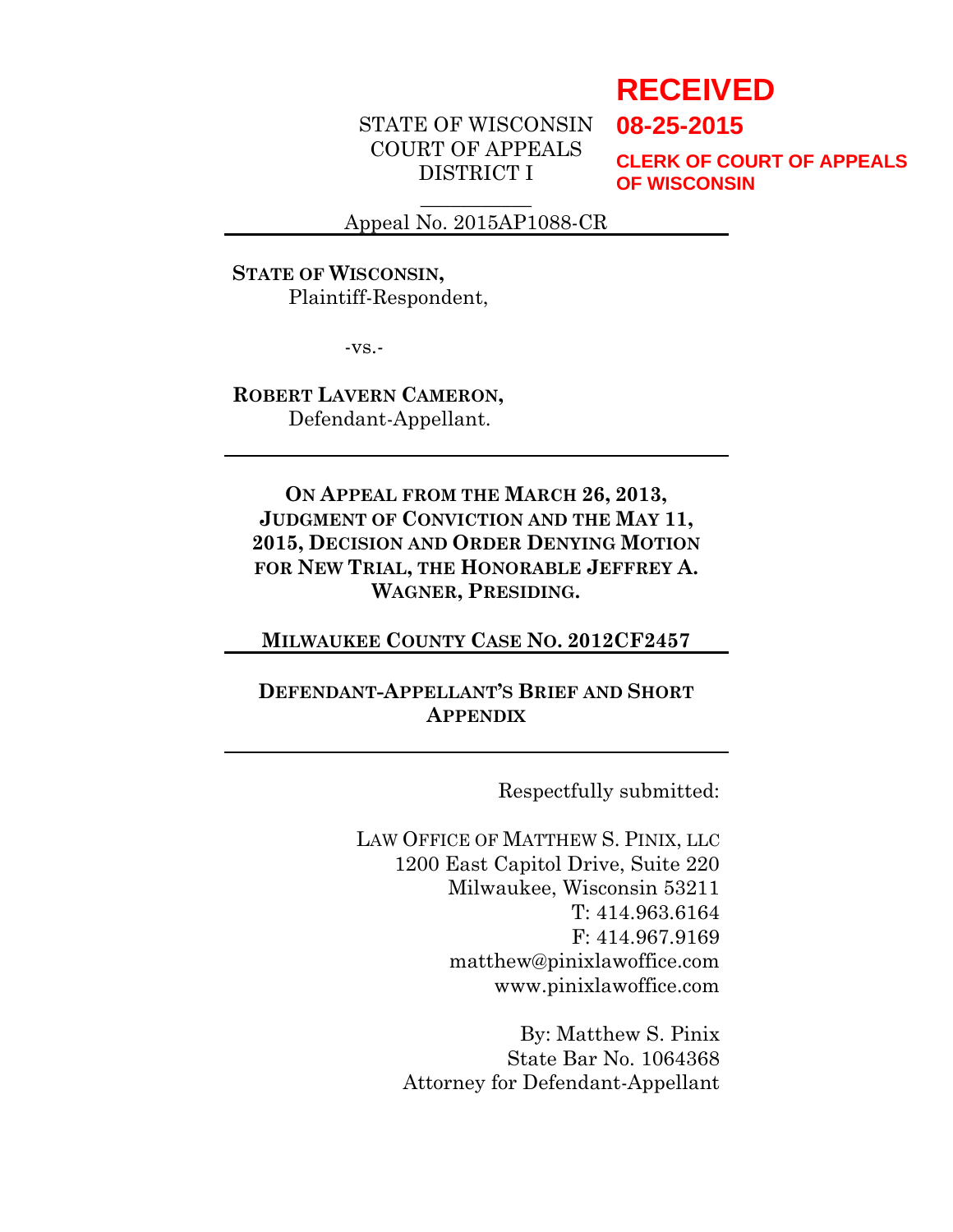RECEIVED
08-25-2015
CLERK OF COURT OF APPEALS
OF WISCONSIN

STATE OF WISCONSIN
COURT OF APPEALS
DISTRICT I

Appeal No. 2015AP1088-CR

**STATE OF WISCONSIN,**
Plaintiff-Respondent,

-vs.-

**ROBERT LAVERN CAMERON,**
Defendant-Appellant.

**ON APPEAL FROM THE MARCH 26, 2013, JUDGMENT OF CONVICTION AND THE MAY 11, 2015, DECISION AND ORDER DENYING MOTION FOR NEW TRIAL, THE HONORABLE JEFFREY A. WAGNER, PRESIDING.**

**MILWAUKEE COUNTY CASE NO. 2012CF2457**

**DEFENDANT-APPELLANT'S BRIEF AND SHORT APPENDIX**

Respectfully submitted:

LAW OFFICE OF MATTHEW S. PINIX, LLC
1200 East Capitol Drive, Suite 220
Milwaukee, Wisconsin 53211
T: 414.963.6164
F: 414.967.9169
matthew@pinixlawoffice.com
www.pinixlawoffice.com

By: Matthew S. Pinix
State Bar No. 1064368
Attorney for Defendant-Appellant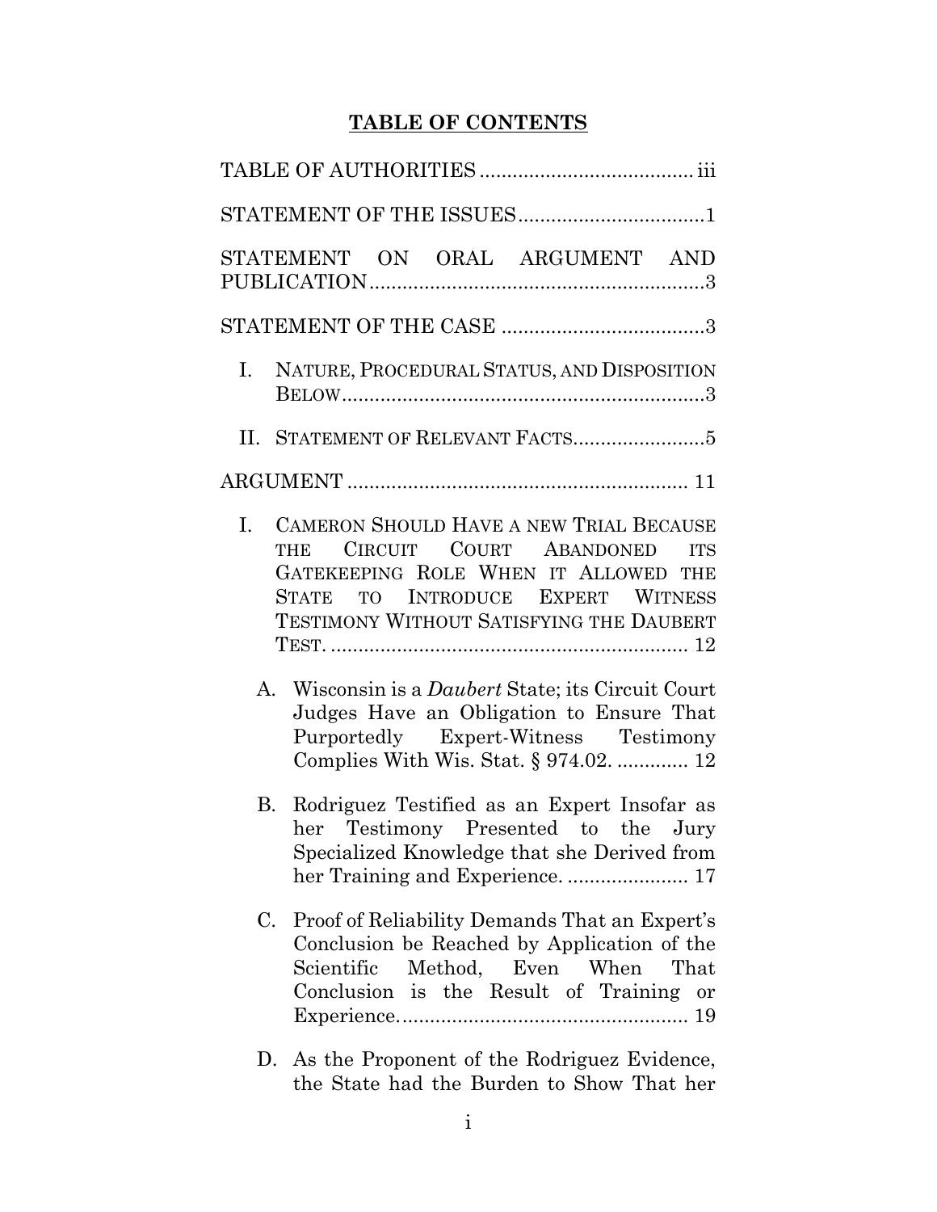# TABLE OF CONTENTS

TABLE OF AUTHORITIES ...................................... iii

STATEMENT OF THE ISSUES ..................................1

STATEMENT ON ORAL ARGUMENT AND PUBLICATION ............................................................3

STATEMENT OF THE CASE .....................................3

- I. NATURE, PROCEDURAL STATUS, AND DISPOSITION BELOW ..................................................................3
- II. STATEMENT OF RELEVANT FACTS ........................5

ARGUMENT .............................................................. 11

- I. CAMERON SHOULD HAVE A NEW TRIAL BECAUSE THE CIRCUIT COURT ABANDONED ITS GATEKEEPING ROLE WHEN IT ALLOWED THE STATE TO INTRODUCE EXPERT WITNESS TESTIMONY WITHOUT SATISFYING THE DAUBERT TEST. ................................................................. 12
  - A. Wisconsin is a *Daubert* State; its Circuit Court Judges Have an Obligation to Ensure That Purportedly Expert-Witness Testimony Complies With Wis. Stat. § 974.02. ............. 12
  - B. Rodriguez Testified as an Expert Insofar as her Testimony Presented to the Jury Specialized Knowledge that she Derived from her Training and Experience. ...................... 17
  - C. Proof of Reliability Demands That an Expert's Conclusion be Reached by Application of the Scientific Method, Even When That Conclusion is the Result of Training or Experience. .................................................... 19
  - D. As the Proponent of the Rodriguez Evidence, the State had the Burden to Show That her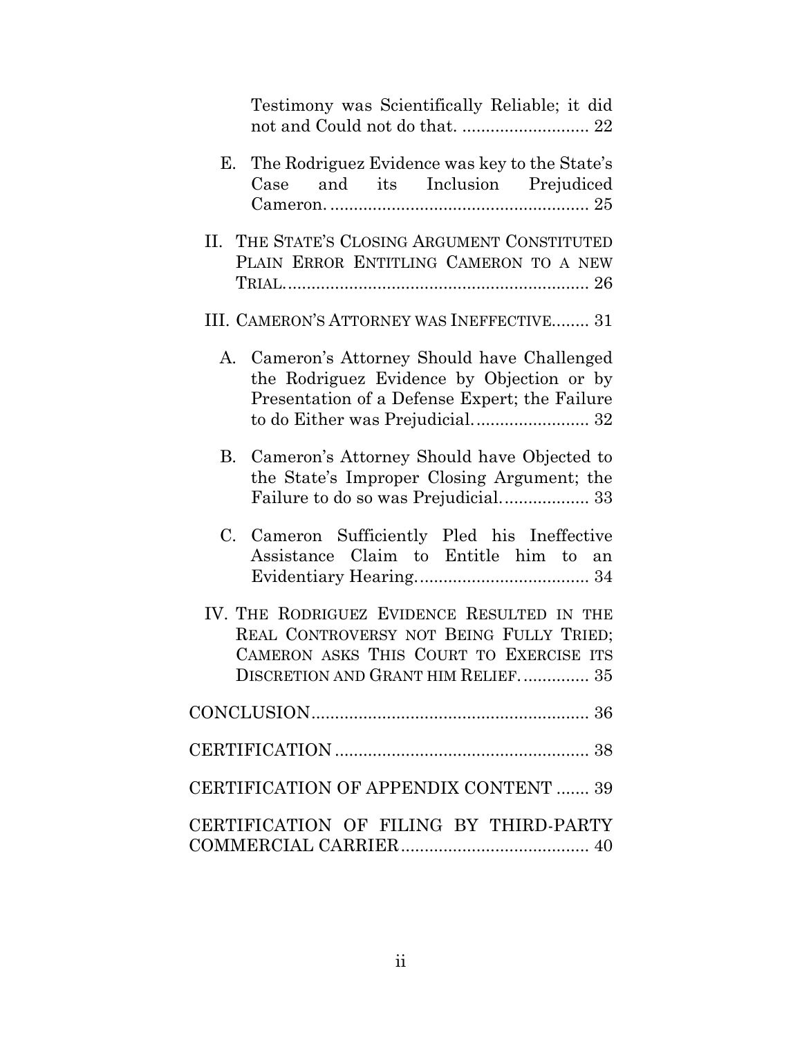Testimony was Scientifically Reliable; it did not and Could not do that. ........................... 22

E. The Rodriguez Evidence was key to the State's Case and its Inclusion Prejudiced Cameron. ....................................................... 25

II. THE STATE'S CLOSING ARGUMENT CONSTITUTED PLAIN ERROR ENTITLING CAMERON TO A NEW TRIAL. ................................................................ 26

III. CAMERON'S ATTORNEY WAS INEFFECTIVE........ 31

A. Cameron's Attorney Should have Challenged the Rodriguez Evidence by Objection or by Presentation of a Defense Expert; the Failure to do Either was Prejudicial. ........................ 32

B. Cameron's Attorney Should have Objected to the State's Improper Closing Argument; the Failure to do so was Prejudicial. .................. 33

C. Cameron Sufficiently Pled his Ineffective Assistance Claim to Entitle him to an Evidentiary Hearing. .................................... 34

IV. THE RODRIGUEZ EVIDENCE RESULTED IN THE REAL CONTROVERSY NOT BEING FULLY TRIED; CAMERON ASKS THIS COURT TO EXERCISE ITS DISCRETION AND GRANT HIM RELIEF. .............. 35

CONCLUSION ........................................................... 36

CERTIFICATION ...................................................... 38

CERTIFICATION OF APPENDIX CONTENT ....... 39

CERTIFICATION OF FILING BY THIRD-PARTY COMMERCIAL CARRIER ........................................ 40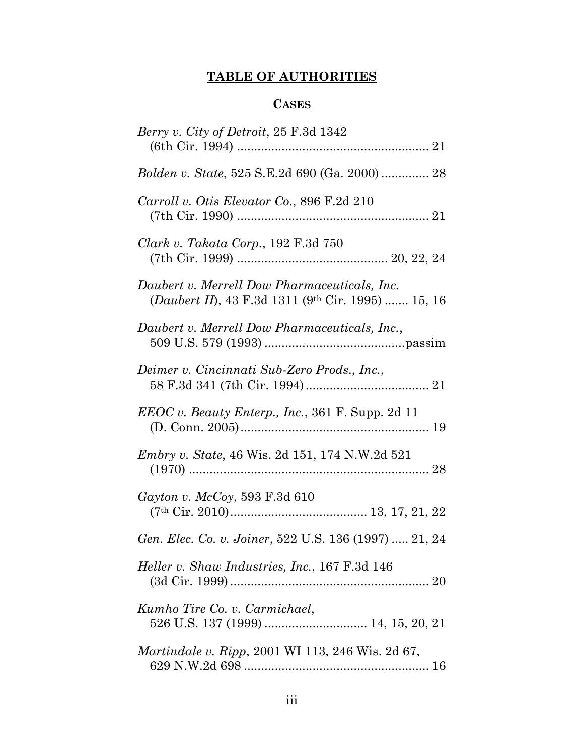# **TABLE OF AUTHORITIES**

## **CASES**

*Berry v. City of Detroit*, 25 F.3d 1342 (6th Cir. 1994) ........................................................ 21

*Bolden v. State*, 525 S.E.2d 690 (Ga. 2000) .............. 28

*Carroll v. Otis Elevator Co.*, 896 F.2d 210 (7th Cir. 1990) ........................................................ 21

*Clark v. Takata Corp.*, 192 F.3d 750 (7th Cir. 1999) ............................................ 20, 22, 24

*Daubert v. Merrell Dow Pharmaceuticals, Inc.* (*Daubert II*), 43 F.3d 1311 (9th Cir. 1995) ....... 15, 16

*Daubert v. Merrell Dow Pharmaceuticals, Inc.*, 509 U.S. 579 (1993) .........................................passim

*Deimer v. Cincinnati Sub-Zero Prods., Inc.*, 58 F.3d 341 (7th Cir. 1994) .................................... 21

*EEOC v. Beauty Enterp., Inc.*, 361 F. Supp. 2d 11 (D. Conn. 2005) ........................................................ 19

*Embry v. State*, 46 Wis. 2d 151, 174 N.W.2d 521 (1970) ...................................................................... 28

*Gayton v. McCoy*, 593 F.3d 610 (7th Cir. 2010) ........................................ 13, 17, 21, 22

*Gen. Elec. Co. v. Joiner*, 522 U.S. 136 (1997) ..... 21, 24

*Heller v. Shaw Industries, Inc.*, 167 F.3d 146 (3d Cir. 1999) .......................................................... 20

*Kumho Tire Co. v. Carmichael*, 526 U.S. 137 (1999) .............................. 14, 15, 20, 21

*Martindale v. Ripp*, 2001 WI 113, 246 Wis. 2d 67, 629 N.W.2d 698 ...................................................... 16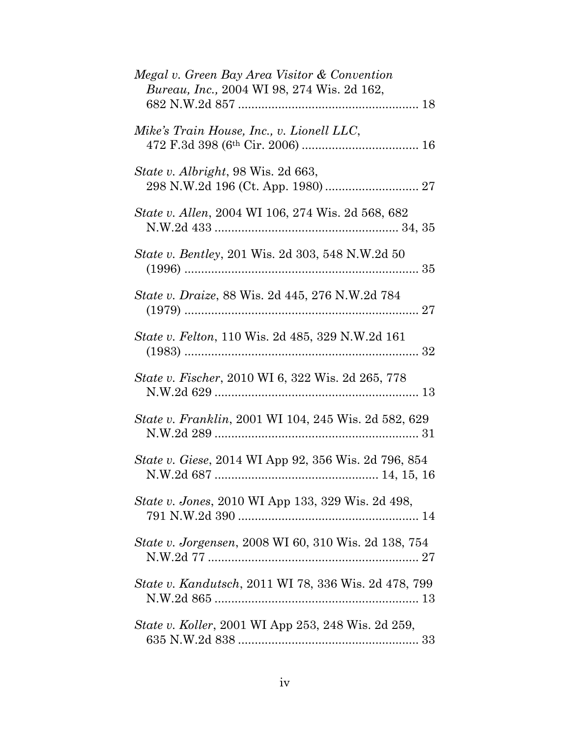*Megal v. Green Bay Area Visitor & Convention Bureau, Inc.,* 2004 WI 98, 274 Wis. 2d 162, 682 N.W.2d 857 ..................................................... 18

*Mike's Train House, Inc., v. Lionell LLC*, 472 F.3d 398 (6th Cir. 2006) .................................. 16

*State v. Albright*, 98 Wis. 2d 663, 298 N.W.2d 196 (Ct. App. 1980) ........................... 27

*State v. Allen*, 2004 WI 106, 274 Wis. 2d 568, 682 N.W.2d 433 ...................................................... 34, 35

*State v. Bentley*, 201 Wis. 2d 303, 548 N.W.2d 50 (1996) ..................................................................... 35

*State v. Draize*, 88 Wis. 2d 445, 276 N.W.2d 784 (1979) ..................................................................... 27

*State v. Felton*, 110 Wis. 2d 485, 329 N.W.2d 161 (1983) ..................................................................... 32

*State v. Fischer*, 2010 WI 6, 322 Wis. 2d 265, 778 N.W.2d 629 ........................................................... 13

*State v. Franklin*, 2001 WI 104, 245 Wis. 2d 582, 629 N.W.2d 289 ........................................................... 31

*State v. Giese*, 2014 WI App 92, 356 Wis. 2d 796, 854 N.W.2d 687 ............................................... 14, 15, 16

*State v. Jones*, 2010 WI App 133, 329 Wis. 2d 498, 791 N.W.2d 390 ..................................................... 14

*State v. Jorgensen*, 2008 WI 60, 310 Wis. 2d 138, 754 N.W.2d 77 ............................................................. 27

*State v. Kandutsch*, 2011 WI 78, 336 Wis. 2d 478, 799 N.W.2d 865 ........................................................... 13

*State v. Koller*, 2001 WI App 253, 248 Wis. 2d 259, 635 N.W.2d 838 ..................................................... 33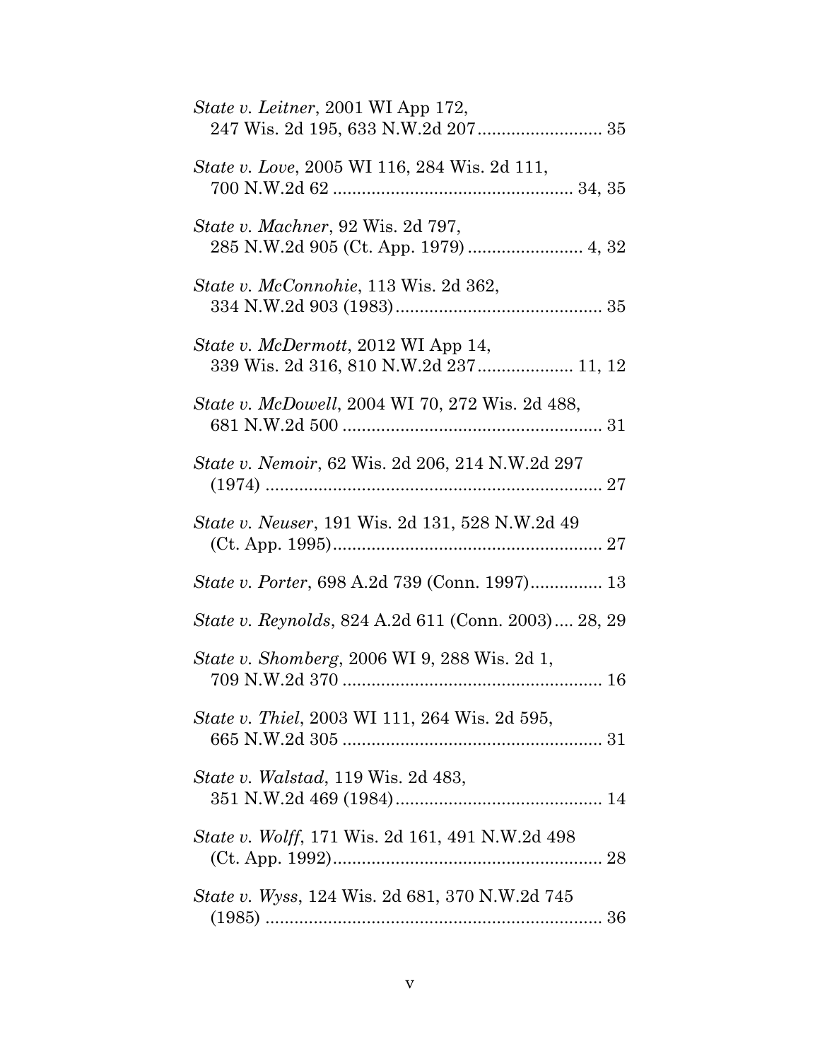*State v. Leitner*, 2001 WI App 172,
247 Wis. 2d 195, 633 N.W.2d 207.......................... 35

*State v. Love*, 2005 WI 116, 284 Wis. 2d 111,
700 N.W.2d 62 .................................................. 34, 35

*State v. Machner*, 92 Wis. 2d 797,
285 N.W.2d 905 (Ct. App. 1979) ........................ 4, 32

*State v. McConnohie*, 113 Wis. 2d 362,
334 N.W.2d 903 (1983)........................................... 35

*State v. McDermott*, 2012 WI App 14,
339 Wis. 2d 316, 810 N.W.2d 237.................... 11, 12

*State v. McDowell*, 2004 WI 70, 272 Wis. 2d 488,
681 N.W.2d 500 ...................................................... 31

*State v. Nemoir*, 62 Wis. 2d 206, 214 N.W.2d 297
(1974) ..................................................................... 27

*State v. Neuser*, 191 Wis. 2d 131, 528 N.W.2d 49
(Ct. App. 1995)........................................................ 27

*State v. Porter*, 698 A.2d 739 (Conn. 1997)............... 13

*State v. Reynolds*, 824 A.2d 611 (Conn. 2003).... 28, 29

*State v. Shomberg*, 2006 WI 9, 288 Wis. 2d 1,
709 N.W.2d 370 ...................................................... 16

*State v. Thiel*, 2003 WI 111, 264 Wis. 2d 595,
665 N.W.2d 305 ...................................................... 31

*State v. Walstad*, 119 Wis. 2d 483,
351 N.W.2d 469 (1984)........................................... 14

*State v. Wolff*, 171 Wis. 2d 161, 491 N.W.2d 498
(Ct. App. 1992)........................................................ 28

*State v. Wyss*, 124 Wis. 2d 681, 370 N.W.2d 745
(1985) ...................................................................... 36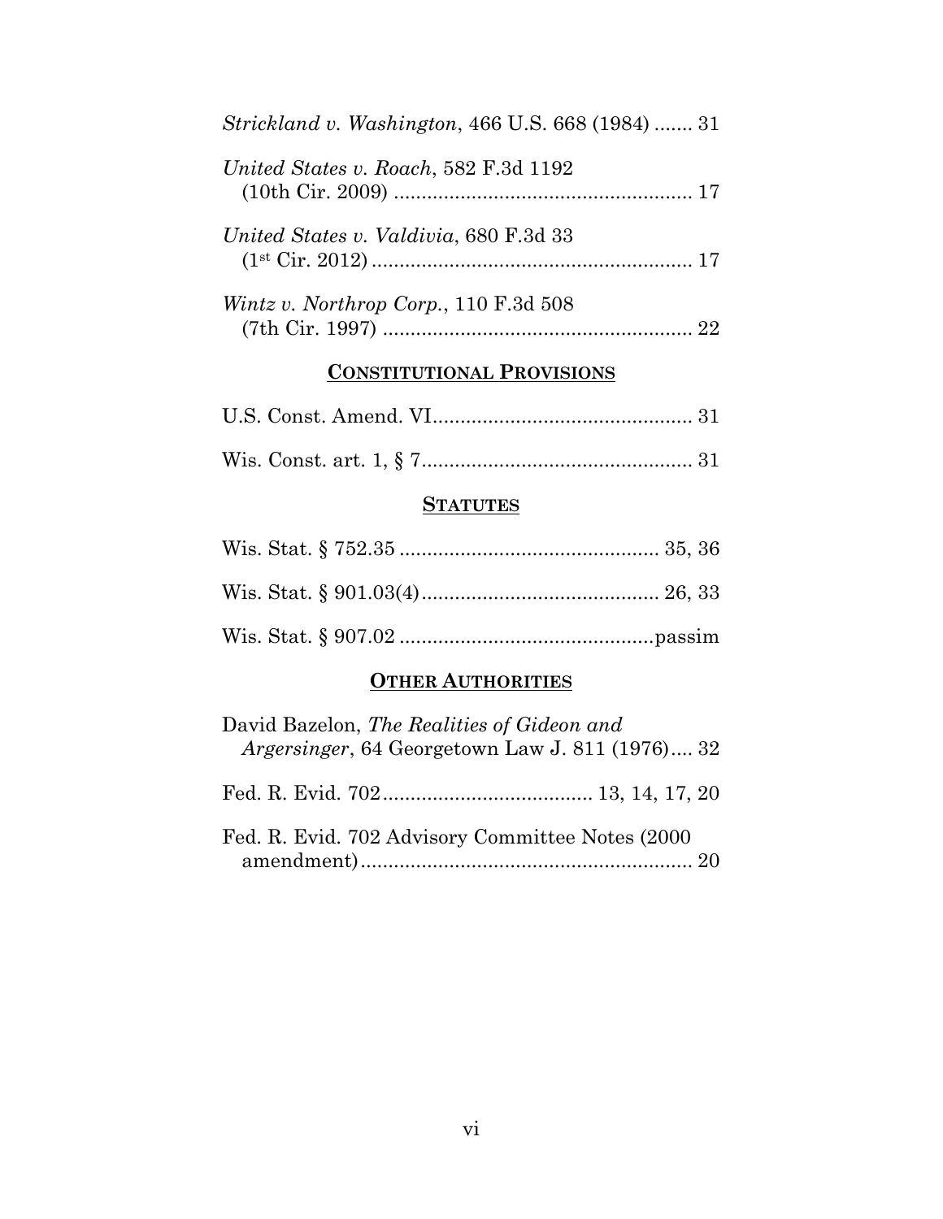*Strickland v. Washington*, 466 U.S. 668 (1984) ....... 31

*United States v. Roach*, 582 F.3d 1192 (10th Cir. 2009) ...................................................... 17

*United States v. Valdivia*, 680 F.3d 33 (1st Cir. 2012) .......................................................... 17

*Wintz v. Northrop Corp.*, 110 F.3d 508 (7th Cir. 1997) ........................................................ 22

## CONSTITUTIONAL PROVISIONS

U.S. Const. Amend. VI............................................... 31

Wis. Const. art. 1, § 7................................................. 31

## STATUTES

Wis. Stat. § 752.35 ............................................... 35, 36

Wis. Stat. § 901.03(4)........................................... 26, 33

Wis. Stat. § 907.02 .............................................passim

## OTHER AUTHORITIES

David Bazelon, *The Realities of Gideon and Argersinger*, 64 Georgetown Law J. 811 (1976).... 32

Fed. R. Evid. 702...................................... 13, 14, 17, 20

Fed. R. Evid. 702 Advisory Committee Notes (2000 amendment)............................................................. 20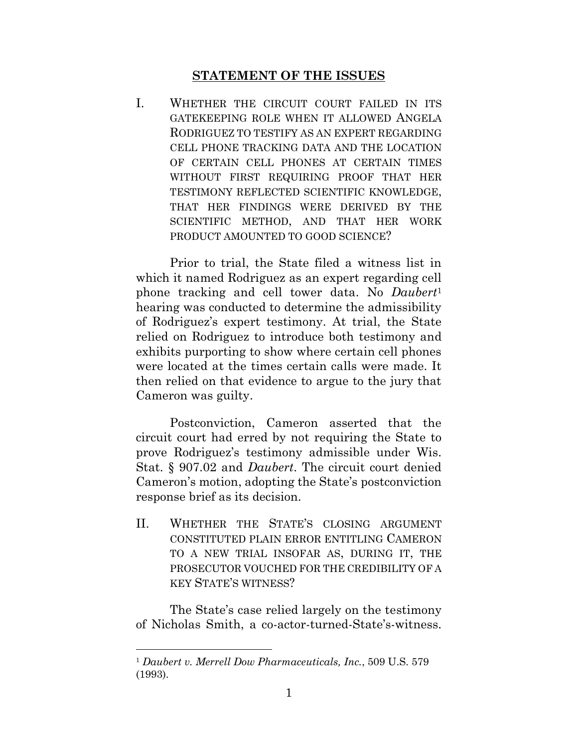## STATEMENT OF THE ISSUES

I. WHETHER THE CIRCUIT COURT FAILED IN ITS GATEKEEPING ROLE WHEN IT ALLOWED ANGELA RODRIGUEZ TO TESTIFY AS AN EXPERT REGARDING CELL PHONE TRACKING DATA AND THE LOCATION OF CERTAIN CELL PHONES AT CERTAIN TIMES WITHOUT FIRST REQUIRING PROOF THAT HER TESTIMONY REFLECTED SCIENTIFIC KNOWLEDGE, THAT HER FINDINGS WERE DERIVED BY THE SCIENTIFIC METHOD, AND THAT HER WORK PRODUCT AMOUNTED TO GOOD SCIENCE?

Prior to trial, the State filed a witness list in which it named Rodriguez as an expert regarding cell phone tracking and cell tower data. No *Daubert*[1] hearing was conducted to determine the admissibility of Rodriguez's expert testimony. At trial, the State relied on Rodriguez to introduce both testimony and exhibits purporting to show where certain cell phones were located at the times certain calls were made. It then relied on that evidence to argue to the jury that Cameron was guilty.

Postconviction, Cameron asserted that the circuit court had erred by not requiring the State to prove Rodriguez's testimony admissible under Wis. Stat. § 907.02 and *Daubert*. The circuit court denied Cameron's motion, adopting the State's postconviction response brief as its decision.

II. WHETHER THE STATE'S CLOSING ARGUMENT CONSTITUTED PLAIN ERROR ENTITLING CAMERON TO A NEW TRIAL INSOFAR AS, DURING IT, THE PROSECUTOR VOUCHED FOR THE CREDIBILITY OF A KEY STATE'S WITNESS?

The State's case relied largely on the testimony of Nicholas Smith, a co-actor-turned-State's-witness.

---

[1] *Daubert v. Merrell Dow Pharmaceuticals, Inc.*, 509 U.S. 579 (1993).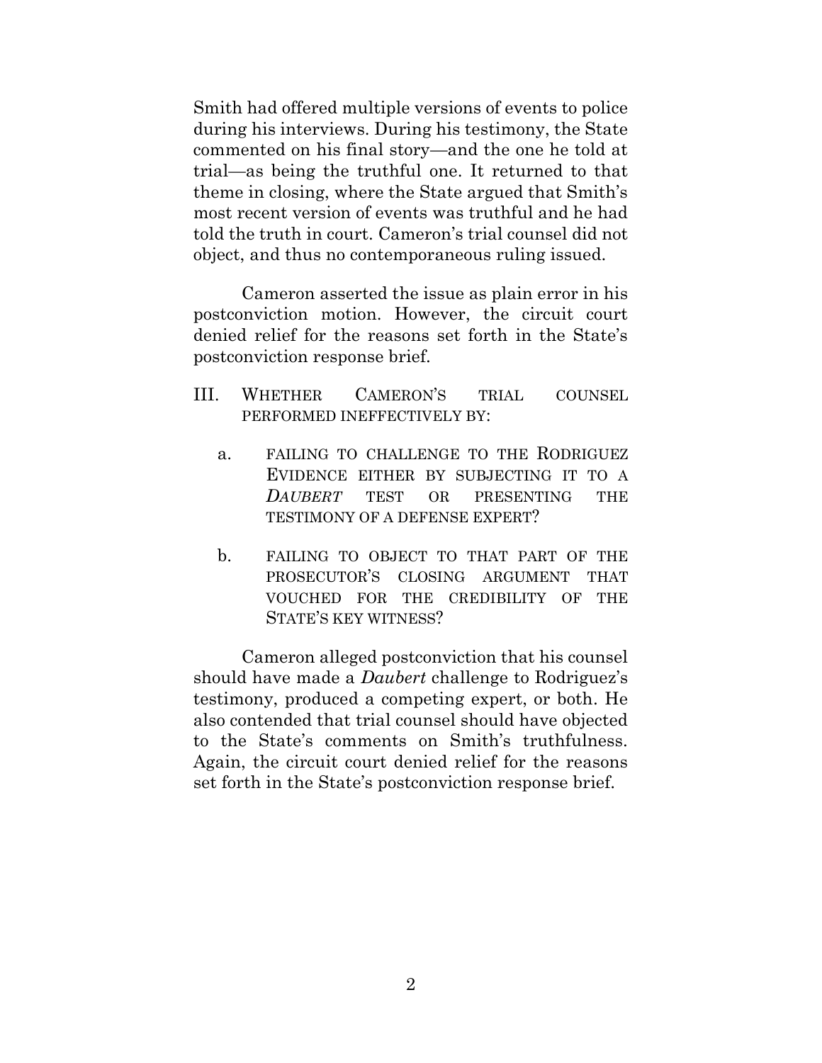Smith had offered multiple versions of events to police during his interviews. During his testimony, the State commented on his final story—and the one he told at trial—as being the truthful one. It returned to that theme in closing, where the State argued that Smith's most recent version of events was truthful and he had told the truth in court. Cameron's trial counsel did not object, and thus no contemporaneous ruling issued.

Cameron asserted the issue as plain error in his postconviction motion. However, the circuit court denied relief for the reasons set forth in the State's postconviction response brief.

III. WHETHER CAMERON'S TRIAL COUNSEL PERFORMED INEFFECTIVELY BY:

a. FAILING TO CHALLENGE TO THE RODRIGUEZ EVIDENCE EITHER BY SUBJECTING IT TO A *DAUBERT* TEST OR PRESENTING THE TESTIMONY OF A DEFENSE EXPERT?

b. FAILING TO OBJECT TO THAT PART OF THE PROSECUTOR'S CLOSING ARGUMENT THAT VOUCHED FOR THE CREDIBILITY OF THE STATE'S KEY WITNESS?

Cameron alleged postconviction that his counsel should have made a *Daubert* challenge to Rodriguez's testimony, produced a competing expert, or both. He also contended that trial counsel should have objected to the State's comments on Smith's truthfulness. Again, the circuit court denied relief for the reasons set forth in the State's postconviction response brief.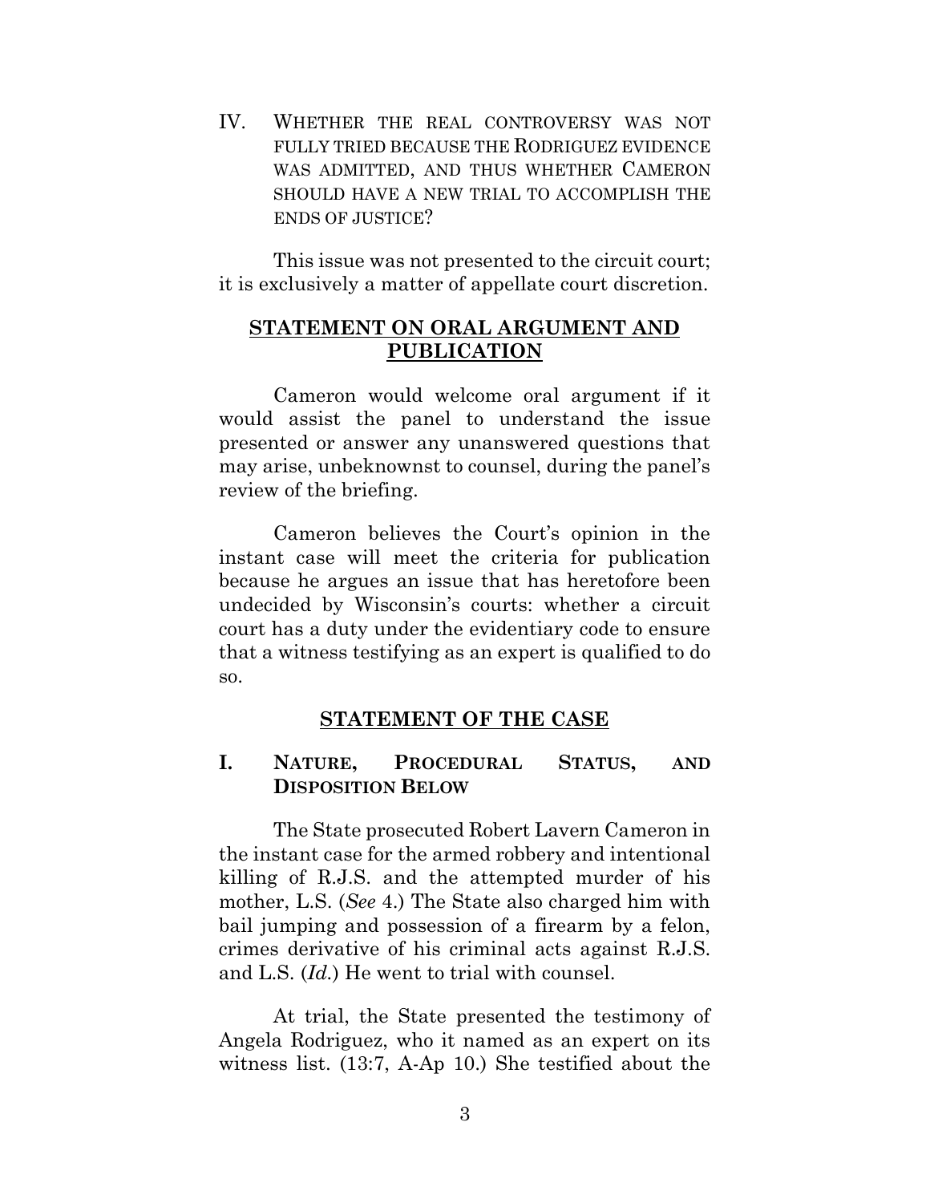IV. WHETHER THE REAL CONTROVERSY WAS NOT FULLY TRIED BECAUSE THE RODRIGUEZ EVIDENCE WAS ADMITTED, AND THUS WHETHER CAMERON SHOULD HAVE A NEW TRIAL TO ACCOMPLISH THE ENDS OF JUSTICE?

This issue was not presented to the circuit court; it is exclusively a matter of appellate court discretion.

## STATEMENT ON ORAL ARGUMENT AND PUBLICATION

Cameron would welcome oral argument if it would assist the panel to understand the issue presented or answer any unanswered questions that may arise, unbeknownst to counsel, during the panel's review of the briefing.

Cameron believes the Court's opinion in the instant case will meet the criteria for publication because he argues an issue that has heretofore been undecided by Wisconsin's courts: whether a circuit court has a duty under the evidentiary code to ensure that a witness testifying as an expert is qualified to do so.

## STATEMENT OF THE CASE

### I. NATURE, PROCEDURAL STATUS, AND DISPOSITION BELOW

The State prosecuted Robert Lavern Cameron in the instant case for the armed robbery and intentional killing of R.J.S. and the attempted murder of his mother, L.S. (*See* 4.) The State also charged him with bail jumping and possession of a firearm by a felon, crimes derivative of his criminal acts against R.J.S. and L.S. (*Id.*) He went to trial with counsel.

At trial, the State presented the testimony of Angela Rodriguez, who it named as an expert on its witness list. (13:7, A-Ap 10.) She testified about the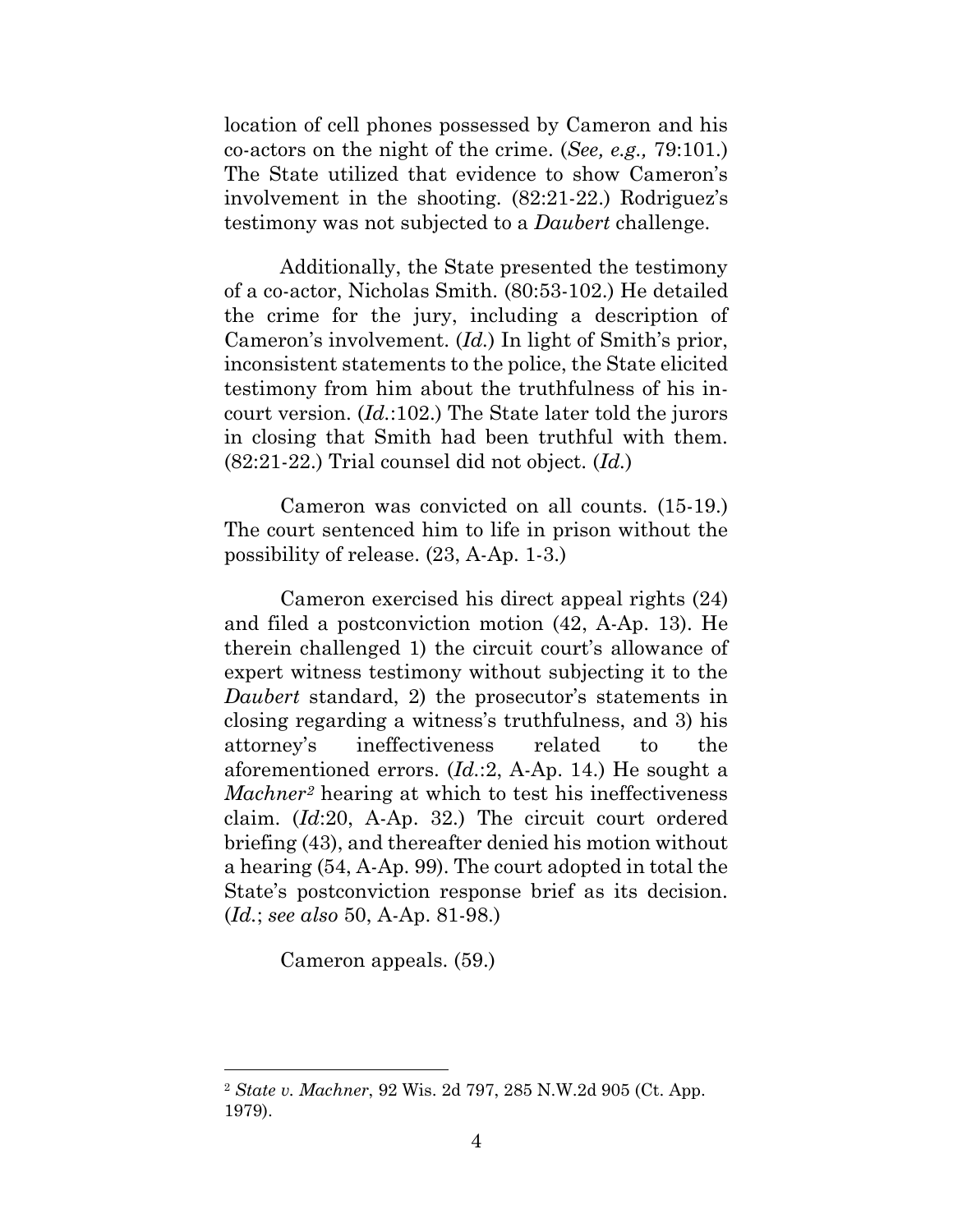location of cell phones possessed by Cameron and his co-actors on the night of the crime. (*See, e.g.,* 79:101.) The State utilized that evidence to show Cameron's involvement in the shooting. (82:21-22.) Rodriguez's testimony was not subjected to a *Daubert* challenge.

Additionally, the State presented the testimony of a co-actor, Nicholas Smith. (80:53-102.) He detailed the crime for the jury, including a description of Cameron's involvement. (*Id.*) In light of Smith's prior, inconsistent statements to the police, the State elicited testimony from him about the truthfulness of his in-court version. (*Id.*:102.) The State later told the jurors in closing that Smith had been truthful with them. (82:21-22.) Trial counsel did not object. (*Id.*)

Cameron was convicted on all counts. (15-19.) The court sentenced him to life in prison without the possibility of release. (23, A-Ap. 1-3.)

Cameron exercised his direct appeal rights (24) and filed a postconviction motion (42, A-Ap. 13). He therein challenged 1) the circuit court's allowance of expert witness testimony without subjecting it to the *Daubert* standard, 2) the prosecutor's statements in closing regarding a witness's truthfulness, and 3) his attorney's ineffectiveness related to the aforementioned errors. (*Id.*:2, A-Ap. 14.) He sought a *Machner*[2] hearing at which to test his ineffectiveness claim. (*Id*:20, A-Ap. 32.) The circuit court ordered briefing (43), and thereafter denied his motion without a hearing (54, A-Ap. 99). The court adopted in total the State's postconviction response brief as its decision. (*Id.*; *see also* 50, A-Ap. 81-98.)

Cameron appeals. (59.)

---

[2] *State v. Machner*, 92 Wis. 2d 797, 285 N.W.2d 905 (Ct. App. 1979).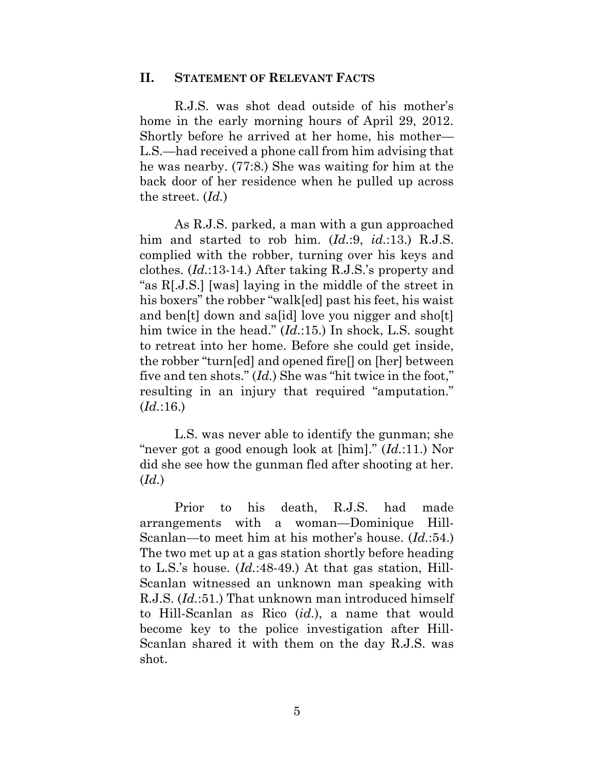## II. STATEMENT OF RELEVANT FACTS

R.J.S. was shot dead outside of his mother's home in the early morning hours of April 29, 2012. Shortly before he arrived at her home, his mother—L.S.—had received a phone call from him advising that he was nearby. (77:8.) She was waiting for him at the back door of her residence when he pulled up across the street. (*Id.*)

As R.J.S. parked, a man with a gun approached him and started to rob him. (*Id.*:9, *id.*:13.) R.J.S. complied with the robber, turning over his keys and clothes. (*Id.*:13-14.) After taking R.J.S.'s property and "as R[.J.S.] [was] laying in the middle of the street in his boxers" the robber "walk[ed] past his feet, his waist and ben[t] down and sa[id] love you nigger and sho[t] him twice in the head." (*Id.*:15.) In shock, L.S. sought to retreat into her home. Before she could get inside, the robber "turn[ed] and opened fire[] on [her] between five and ten shots." (*Id.*) She was "hit twice in the foot," resulting in an injury that required "amputation." (*Id.*:16.)

L.S. was never able to identify the gunman; she "never got a good enough look at [him]." (*Id.*:11.) Nor did she see how the gunman fled after shooting at her. (*Id.*)

Prior to his death, R.J.S. had made arrangements with a woman—Dominique Hill-Scanlan—to meet him at his mother's house. (*Id.*:54.) The two met up at a gas station shortly before heading to L.S.'s house. (*Id.*:48-49.) At that gas station, Hill-Scanlan witnessed an unknown man speaking with R.J.S. (*Id.*:51.) That unknown man introduced himself to Hill-Scanlan as Rico (*id.*), a name that would become key to the police investigation after Hill-Scanlan shared it with them on the day R.J.S. was shot.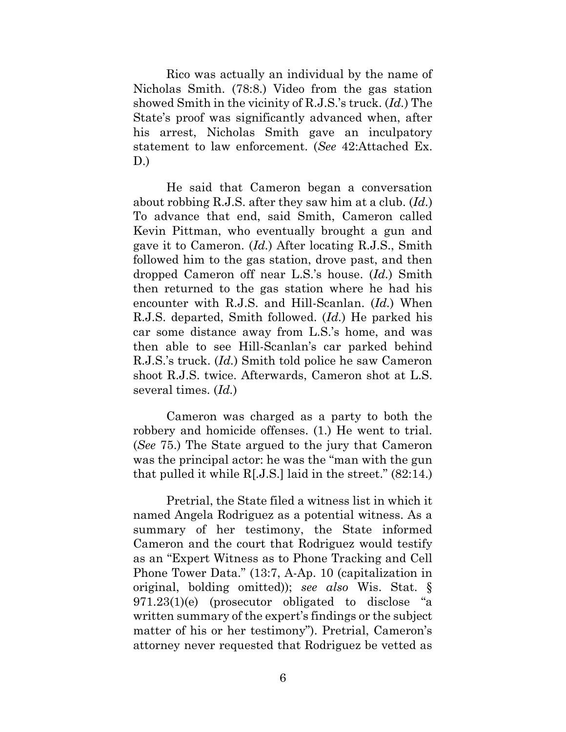Rico was actually an individual by the name of Nicholas Smith. (78:8.) Video from the gas station showed Smith in the vicinity of R.J.S.'s truck. (*Id.*) The State's proof was significantly advanced when, after his arrest, Nicholas Smith gave an inculpatory statement to law enforcement. (*See* 42:Attached Ex. D.)

He said that Cameron began a conversation about robbing R.J.S. after they saw him at a club. (*Id.*) To advance that end, said Smith, Cameron called Kevin Pittman, who eventually brought a gun and gave it to Cameron. (*Id.*) After locating R.J.S., Smith followed him to the gas station, drove past, and then dropped Cameron off near L.S.'s house. (*Id.*) Smith then returned to the gas station where he had his encounter with R.J.S. and Hill-Scanlan. (*Id.*) When R.J.S. departed, Smith followed. (*Id.*) He parked his car some distance away from L.S.'s home, and was then able to see Hill-Scanlan's car parked behind R.J.S.'s truck. (*Id.*) Smith told police he saw Cameron shoot R.J.S. twice. Afterwards, Cameron shot at L.S. several times. (*Id.*)

Cameron was charged as a party to both the robbery and homicide offenses. (1.) He went to trial. (*See* 75.) The State argued to the jury that Cameron was the principal actor: he was the "man with the gun that pulled it while R[.J.S.] laid in the street." (82:14.)

Pretrial, the State filed a witness list in which it named Angela Rodriguez as a potential witness. As a summary of her testimony, the State informed Cameron and the court that Rodriguez would testify as an "Expert Witness as to Phone Tracking and Cell Phone Tower Data." (13:7, A-Ap. 10 (capitalization in original, bolding omitted)); *see also* Wis. Stat. § 971.23(1)(e) (prosecutor obligated to disclose "a written summary of the expert's findings or the subject matter of his or her testimony"). Pretrial, Cameron's attorney never requested that Rodriguez be vetted as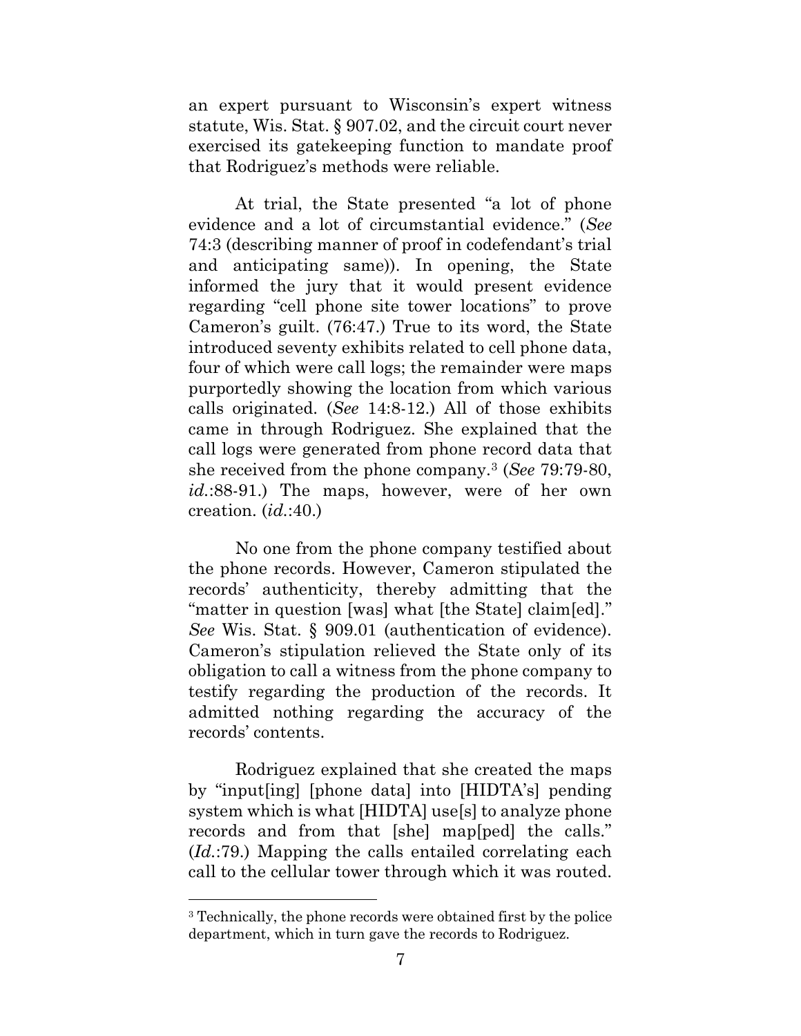an expert pursuant to Wisconsin's expert witness statute, Wis. Stat. § 907.02, and the circuit court never exercised its gatekeeping function to mandate proof that Rodriguez's methods were reliable.

At trial, the State presented "a lot of phone evidence and a lot of circumstantial evidence." (*See* 74:3 (describing manner of proof in codefendant's trial and anticipating same)). In opening, the State informed the jury that it would present evidence regarding "cell phone site tower locations" to prove Cameron's guilt. (76:47.) True to its word, the State introduced seventy exhibits related to cell phone data, four of which were call logs; the remainder were maps purportedly showing the location from which various calls originated. (*See* 14:8-12.) All of those exhibits came in through Rodriguez. She explained that the call logs were generated from phone record data that she received from the phone company.[3] (*See* 79:79-80, *id.*:88-91.) The maps, however, were of her own creation. (*id.*:40.)

No one from the phone company testified about the phone records. However, Cameron stipulated the records' authenticity, thereby admitting that the "matter in question [was] what [the State] claim[ed]." *See* Wis. Stat. § 909.01 (authentication of evidence). Cameron's stipulation relieved the State only of its obligation to call a witness from the phone company to testify regarding the production of the records. It admitted nothing regarding the accuracy of the records' contents.

Rodriguez explained that she created the maps by "input[ing] [phone data] into [HIDTA's] pending system which is what [HIDTA] use[s] to analyze phone records and from that [she] map[ped] the calls." (*Id.*:79.) Mapping the calls entailed correlating each call to the cellular tower through which it was routed.

---

[3] Technically, the phone records were obtained first by the police department, which in turn gave the records to Rodriguez.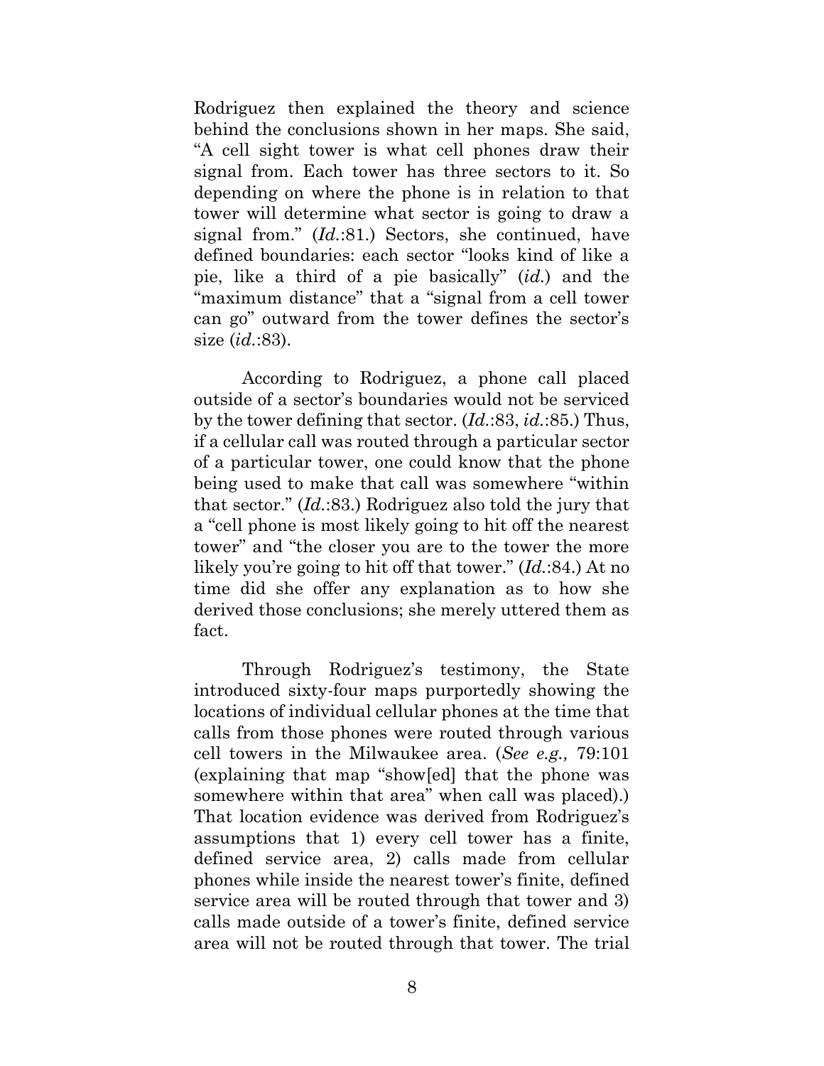Rodriguez then explained the theory and science behind the conclusions shown in her maps. She said, "A cell sight tower is what cell phones draw their signal from. Each tower has three sectors to it. So depending on where the phone is in relation to that tower will determine what sector is going to draw a signal from." (*Id.*:81.) Sectors, she continued, have defined boundaries: each sector "looks kind of like a pie, like a third of a pie basically" (*id.*) and the "maximum distance" that a "signal from a cell tower can go" outward from the tower defines the sector's size (*id.*:83).

According to Rodriguez, a phone call placed outside of a sector's boundaries would not be serviced by the tower defining that sector. (*Id.*:83, *id.*:85.) Thus, if a cellular call was routed through a particular sector of a particular tower, one could know that the phone being used to make that call was somewhere "within that sector." (*Id.*:83.) Rodriguez also told the jury that a "cell phone is most likely going to hit off the nearest tower" and "the closer you are to the tower the more likely you're going to hit off that tower." (*Id.*:84.) At no time did she offer any explanation as to how she derived those conclusions; she merely uttered them as fact.

Through Rodriguez's testimony, the State introduced sixty-four maps purportedly showing the locations of individual cellular phones at the time that calls from those phones were routed through various cell towers in the Milwaukee area. (*See e.g.,* 79:101 (explaining that map "show[ed] that the phone was somewhere within that area" when call was placed).) That location evidence was derived from Rodriguez's assumptions that 1) every cell tower has a finite, defined service area, 2) calls made from cellular phones while inside the nearest tower's finite, defined service area will be routed through that tower and 3) calls made outside of a tower's finite, defined service area will not be routed through that tower. The trial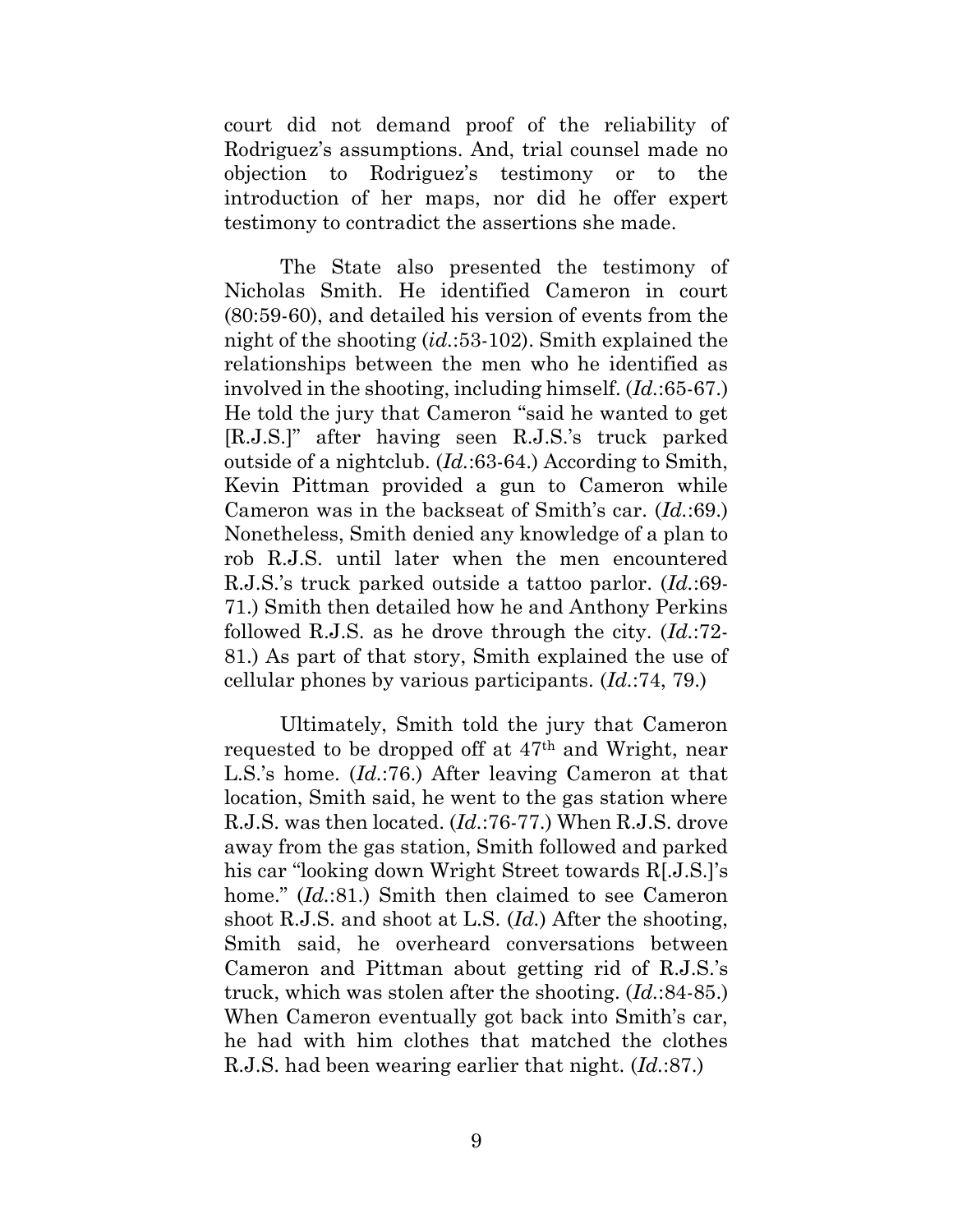court did not demand proof of the reliability of Rodriguez's assumptions. And, trial counsel made no objection to Rodriguez's testimony or to the introduction of her maps, nor did he offer expert testimony to contradict the assertions she made.

The State also presented the testimony of Nicholas Smith. He identified Cameron in court (80:59-60), and detailed his version of events from the night of the shooting (*id.*:53-102). Smith explained the relationships between the men who he identified as involved in the shooting, including himself. (*Id.*:65-67.) He told the jury that Cameron "said he wanted to get [R.J.S.]" after having seen R.J.S.'s truck parked outside of a nightclub. (*Id.*:63-64.) According to Smith, Kevin Pittman provided a gun to Cameron while Cameron was in the backseat of Smith's car. (*Id.*:69.) Nonetheless, Smith denied any knowledge of a plan to rob R.J.S. until later when the men encountered R.J.S.'s truck parked outside a tattoo parlor. (*Id.*:69-71.) Smith then detailed how he and Anthony Perkins followed R.J.S. as he drove through the city. (*Id.*:72-81.) As part of that story, Smith explained the use of cellular phones by various participants. (*Id.*:74, 79.)

Ultimately, Smith told the jury that Cameron requested to be dropped off at 47th and Wright, near L.S.'s home. (*Id.*:76.) After leaving Cameron at that location, Smith said, he went to the gas station where R.J.S. was then located. (*Id.*:76-77.) When R.J.S. drove away from the gas station, Smith followed and parked his car "looking down Wright Street towards R[.J.S.]'s home." (*Id.*:81.) Smith then claimed to see Cameron shoot R.J.S. and shoot at L.S. (*Id.*) After the shooting, Smith said, he overheard conversations between Cameron and Pittman about getting rid of R.J.S.'s truck, which was stolen after the shooting. (*Id.*:84-85.) When Cameron eventually got back into Smith's car, he had with him clothes that matched the clothes R.J.S. had been wearing earlier that night. (*Id.*:87.)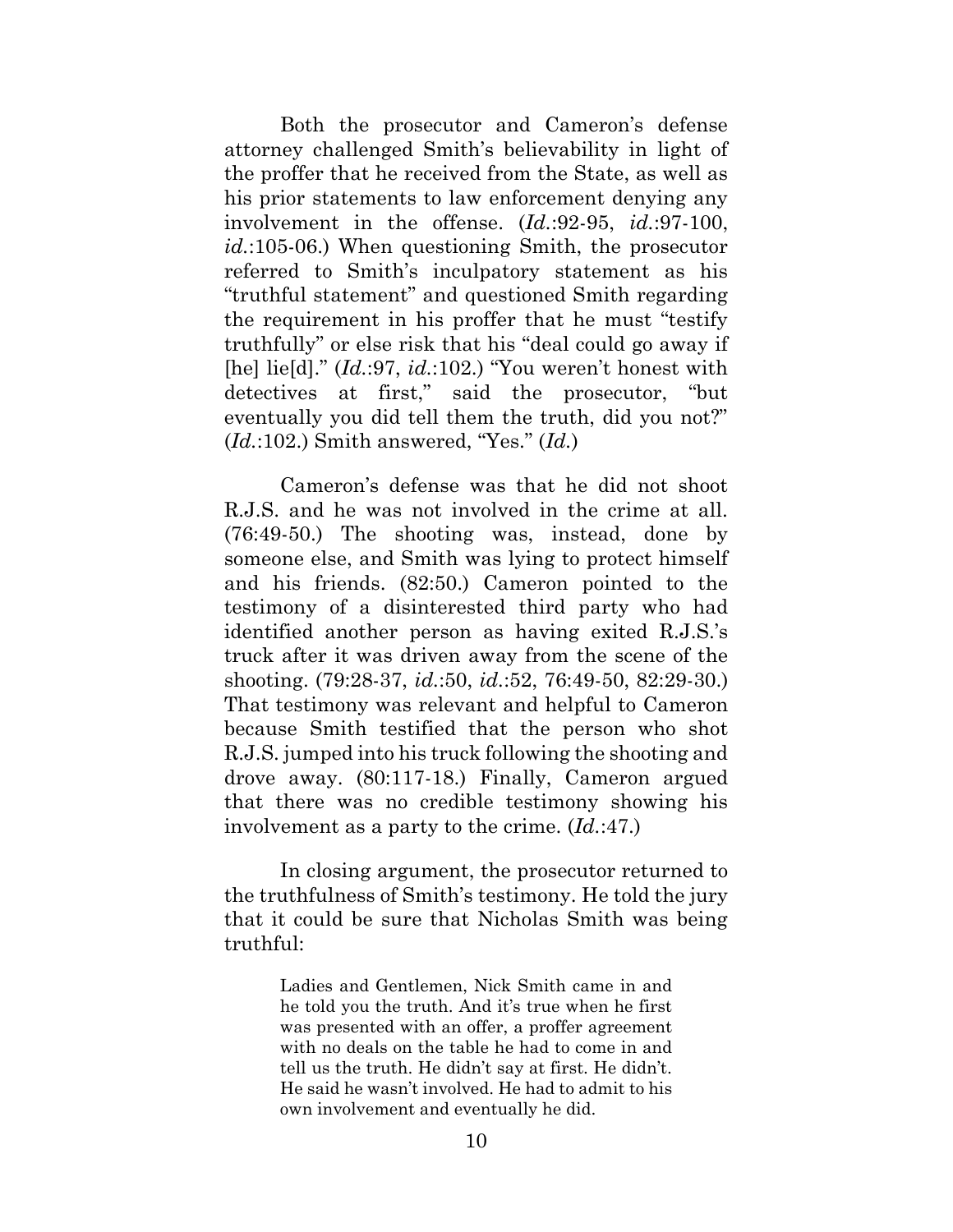Both the prosecutor and Cameron's defense attorney challenged Smith's believability in light of the proffer that he received from the State, as well as his prior statements to law enforcement denying any involvement in the offense. (*Id.*:92-95, *id.*:97-100, *id.*:105-06.) When questioning Smith, the prosecutor referred to Smith's inculpatory statement as his "truthful statement" and questioned Smith regarding the requirement in his proffer that he must "testify truthfully" or else risk that his "deal could go away if [he] lie[d]." (*Id.*:97, *id.*:102.) "You weren't honest with detectives at first," said the prosecutor, "but eventually you did tell them the truth, did you not?" (*Id.*:102.) Smith answered, "Yes." (*Id.*)

Cameron's defense was that he did not shoot R.J.S. and he was not involved in the crime at all. (76:49-50.) The shooting was, instead, done by someone else, and Smith was lying to protect himself and his friends. (82:50.) Cameron pointed to the testimony of a disinterested third party who had identified another person as having exited R.J.S.'s truck after it was driven away from the scene of the shooting. (79:28-37, *id.*:50, *id.*:52, 76:49-50, 82:29-30.) That testimony was relevant and helpful to Cameron because Smith testified that the person who shot R.J.S. jumped into his truck following the shooting and drove away. (80:117-18.) Finally, Cameron argued that there was no credible testimony showing his involvement as a party to the crime. (*Id.*:47.)

In closing argument, the prosecutor returned to the truthfulness of Smith's testimony. He told the jury that it could be sure that Nicholas Smith was being truthful:

> Ladies and Gentlemen, Nick Smith came in and he told you the truth. And it's true when he first was presented with an offer, a proffer agreement with no deals on the table he had to come in and tell us the truth. He didn't say at first. He didn't. He said he wasn't involved. He had to admit to his own involvement and eventually he did.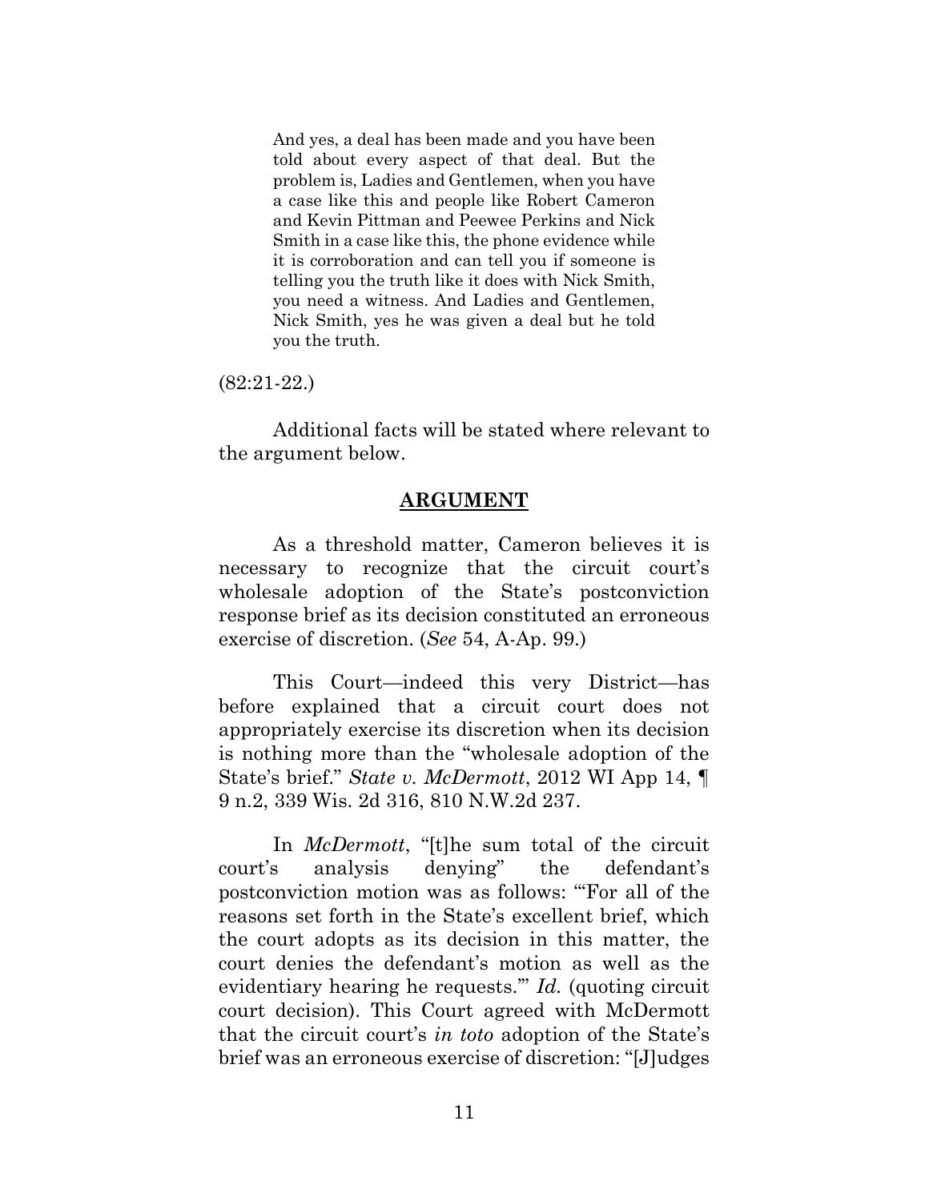> And yes, a deal has been made and you have been told about every aspect of that deal. But the problem is, Ladies and Gentlemen, when you have a case like this and people like Robert Cameron and Kevin Pittman and Peewee Perkins and Nick Smith in a case like this, the phone evidence while it is corroboration and can tell you if someone is telling you the truth like it does with Nick Smith, you need a witness. And Ladies and Gentlemen, Nick Smith, yes he was given a deal but he told you the truth.

(82:21-22.)

Additional facts will be stated where relevant to the argument below.

## ARGUMENT

As a threshold matter, Cameron believes it is necessary to recognize that the circuit court's wholesale adoption of the State's postconviction response brief as its decision constituted an erroneous exercise of discretion. (*See* 54, A-Ap. 99.)

This Court—indeed this very District—has before explained that a circuit court does not appropriately exercise its discretion when its decision is nothing more than the "wholesale adoption of the State's brief." *State v. McDermott*, 2012 WI App 14, ¶ 9 n.2, 339 Wis. 2d 316, 810 N.W.2d 237.

In *McDermott*, "[t]he sum total of the circuit court's analysis denying" the defendant's postconviction motion was as follows: "'For all of the reasons set forth in the State's excellent brief, which the court adopts as its decision in this matter, the court denies the defendant's motion as well as the evidentiary hearing he requests.'" *Id.* (quoting circuit court decision). This Court agreed with McDermott that the circuit court's *in toto* adoption of the State's brief was an erroneous exercise of discretion: "[J]udges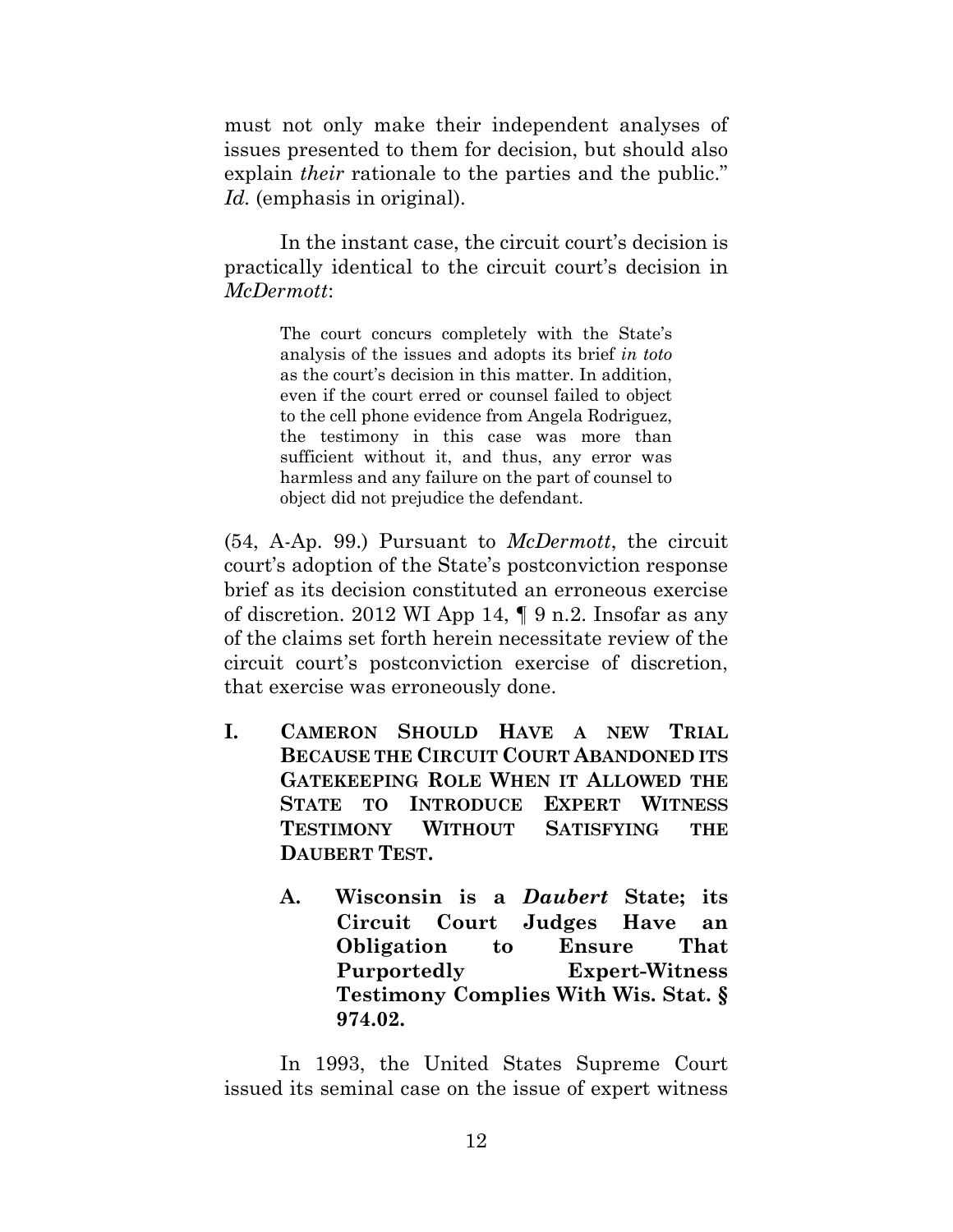must not only make their independent analyses of issues presented to them for decision, but should also explain *their* rationale to the parties and the public." *Id.* (emphasis in original).

In the instant case, the circuit court's decision is practically identical to the circuit court's decision in *McDermott*:

> The court concurs completely with the State's analysis of the issues and adopts its brief *in toto* as the court's decision in this matter. In addition, even if the court erred or counsel failed to object to the cell phone evidence from Angela Rodriguez, the testimony in this case was more than sufficient without it, and thus, any error was harmless and any failure on the part of counsel to object did not prejudice the defendant.

(54, A-Ap. 99.) Pursuant to *McDermott*, the circuit court's adoption of the State's postconviction response brief as its decision constituted an erroneous exercise of discretion. 2012 WI App 14, ¶ 9 n.2. Insofar as any of the claims set forth herein necessitate review of the circuit court's postconviction exercise of discretion, that exercise was erroneously done.

## I. CAMERON SHOULD HAVE A NEW TRIAL BECAUSE THE CIRCUIT COURT ABANDONED ITS GATEKEEPING ROLE WHEN IT ALLOWED THE STATE TO INTRODUCE EXPERT WITNESS TESTIMONY WITHOUT SATISFYING THE DAUBERT TEST.

### A. Wisconsin is a *Daubert* State; its Circuit Court Judges Have an Obligation to Ensure That Purportedly Expert-Witness Testimony Complies With Wis. Stat. § 974.02.

In 1993, the United States Supreme Court issued its seminal case on the issue of expert witness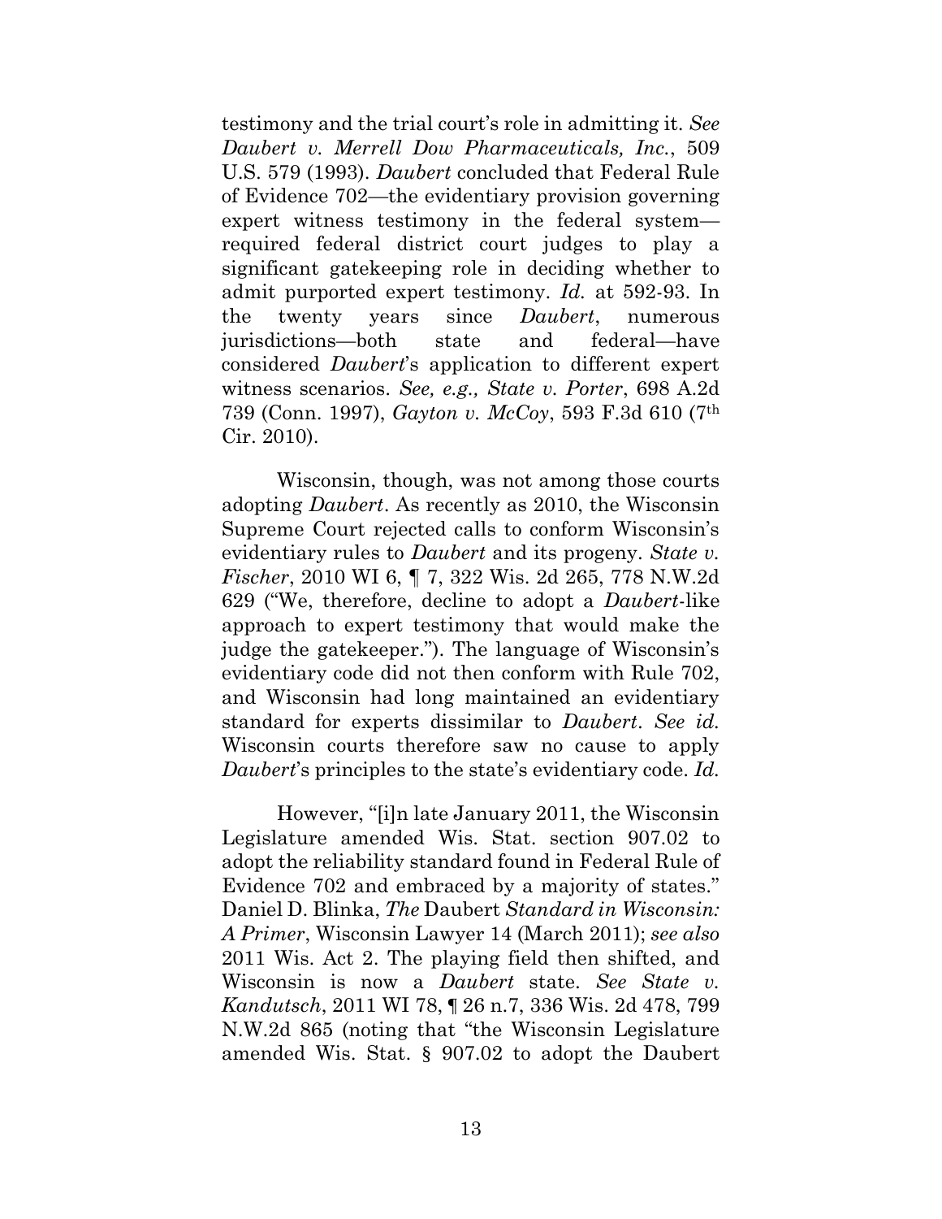testimony and the trial court's role in admitting it. *See Daubert v. Merrell Dow Pharmaceuticals, Inc.*, 509 U.S. 579 (1993). *Daubert* concluded that Federal Rule of Evidence 702—the evidentiary provision governing expert witness testimony in the federal system—required federal district court judges to play a significant gatekeeping role in deciding whether to admit purported expert testimony. *Id.* at 592-93. In the twenty years since *Daubert*, numerous jurisdictions—both state and federal—have considered *Daubert*'s application to different expert witness scenarios. *See, e.g., State v. Porter*, 698 A.2d 739 (Conn. 1997), *Gayton v. McCoy*, 593 F.3d 610 (7th Cir. 2010).

Wisconsin, though, was not among those courts adopting *Daubert*. As recently as 2010, the Wisconsin Supreme Court rejected calls to conform Wisconsin's evidentiary rules to *Daubert* and its progeny. *State v. Fischer*, 2010 WI 6, ¶ 7, 322 Wis. 2d 265, 778 N.W.2d 629 ("We, therefore, decline to adopt a *Daubert*-like approach to expert testimony that would make the judge the gatekeeper."). The language of Wisconsin's evidentiary code did not then conform with Rule 702, and Wisconsin had long maintained an evidentiary standard for experts dissimilar to *Daubert*. *See id.* Wisconsin courts therefore saw no cause to apply *Daubert*'s principles to the state's evidentiary code. *Id.*

However, "[i]n late January 2011, the Wisconsin Legislature amended Wis. Stat. section 907.02 to adopt the reliability standard found in Federal Rule of Evidence 702 and embraced by a majority of states." Daniel D. Blinka, *The* Daubert *Standard in Wisconsin: A Primer*, Wisconsin Lawyer 14 (March 2011); *see also* 2011 Wis. Act 2. The playing field then shifted, and Wisconsin is now a *Daubert* state. *See State v. Kandutsch*, 2011 WI 78, ¶ 26 n.7, 336 Wis. 2d 478, 799 N.W.2d 865 (noting that "the Wisconsin Legislature amended Wis. Stat. § 907.02 to adopt the Daubert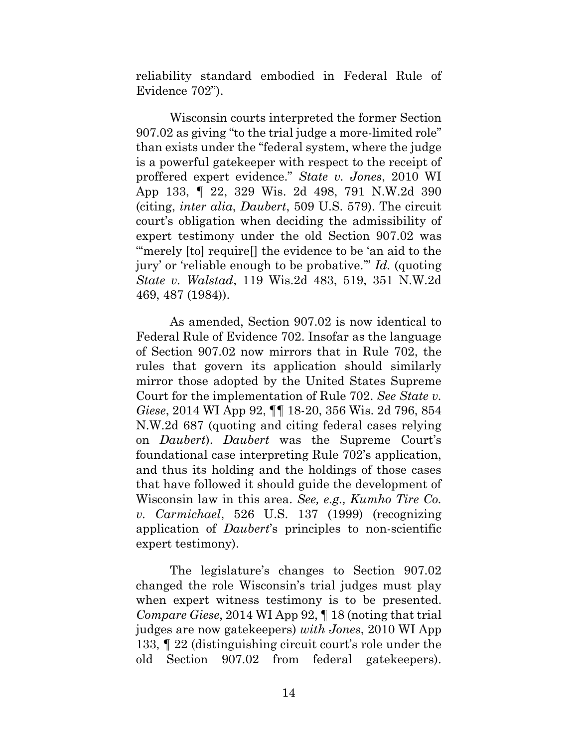reliability standard embodied in Federal Rule of Evidence 702").

Wisconsin courts interpreted the former Section 907.02 as giving "to the trial judge a more-limited role" than exists under the "federal system, where the judge is a powerful gatekeeper with respect to the receipt of proffered expert evidence." *State v. Jones*, 2010 WI App 133, ¶ 22, 329 Wis. 2d 498, 791 N.W.2d 390 (citing, *inter alia*, *Daubert*, 509 U.S. 579). The circuit court's obligation when deciding the admissibility of expert testimony under the old Section 907.02 was "'merely [to] require[] the evidence to be 'an aid to the jury' or 'reliable enough to be probative.'" *Id.* (quoting *State v. Walstad*, 119 Wis.2d 483, 519, 351 N.W.2d 469, 487 (1984)).

As amended, Section 907.02 is now identical to Federal Rule of Evidence 702. Insofar as the language of Section 907.02 now mirrors that in Rule 702, the rules that govern its application should similarly mirror those adopted by the United States Supreme Court for the implementation of Rule 702. *See State v. Giese*, 2014 WI App 92, ¶¶ 18-20, 356 Wis. 2d 796, 854 N.W.2d 687 (quoting and citing federal cases relying on *Daubert*). *Daubert* was the Supreme Court's foundational case interpreting Rule 702's application, and thus its holding and the holdings of those cases that have followed it should guide the development of Wisconsin law in this area. *See, e.g., Kumho Tire Co. v. Carmichael*, 526 U.S. 137 (1999) (recognizing application of *Daubert*'s principles to non-scientific expert testimony).

The legislature's changes to Section 907.02 changed the role Wisconsin's trial judges must play when expert witness testimony is to be presented. *Compare Giese*, 2014 WI App 92, ¶ 18 (noting that trial judges are now gatekeepers) *with Jones*, 2010 WI App 133, ¶ 22 (distinguishing circuit court's role under the old Section 907.02 from federal gatekeepers).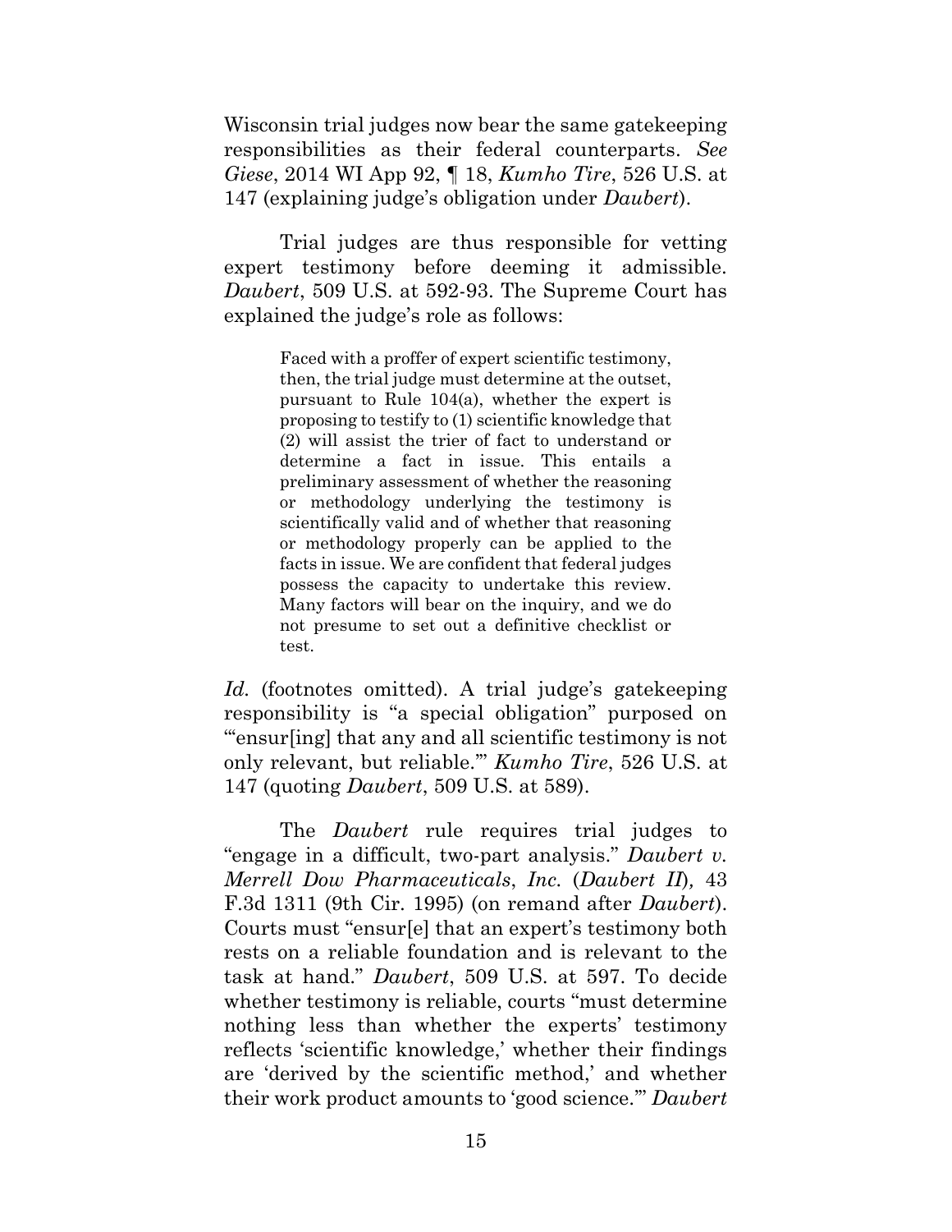Wisconsin trial judges now bear the same gatekeeping responsibilities as their federal counterparts. *See Giese*, 2014 WI App 92, ¶ 18, *Kumho Tire*, 526 U.S. at 147 (explaining judge's obligation under *Daubert*).

Trial judges are thus responsible for vetting expert testimony before deeming it admissible. *Daubert*, 509 U.S. at 592-93. The Supreme Court has explained the judge's role as follows:

> Faced with a proffer of expert scientific testimony, then, the trial judge must determine at the outset, pursuant to Rule 104(a), whether the expert is proposing to testify to (1) scientific knowledge that (2) will assist the trier of fact to understand or determine a fact in issue. This entails a preliminary assessment of whether the reasoning or methodology underlying the testimony is scientifically valid and of whether that reasoning or methodology properly can be applied to the facts in issue. We are confident that federal judges possess the capacity to undertake this review. Many factors will bear on the inquiry, and we do not presume to set out a definitive checklist or test.

*Id.* (footnotes omitted). A trial judge's gatekeeping responsibility is "a special obligation" purposed on "'ensur[ing] that any and all scientific testimony is not only relevant, but reliable.'" *Kumho Tire*, 526 U.S. at 147 (quoting *Daubert*, 509 U.S. at 589).

The *Daubert* rule requires trial judges to "engage in a difficult, two-part analysis." *Daubert v. Merrell Dow Pharmaceuticals*, *Inc.* (*Daubert II*)*,* 43 F.3d 1311 (9th Cir. 1995) (on remand after *Daubert*). Courts must "ensur[e] that an expert's testimony both rests on a reliable foundation and is relevant to the task at hand." *Daubert*, 509 U.S. at 597. To decide whether testimony is reliable, courts "must determine nothing less than whether the experts' testimony reflects 'scientific knowledge,' whether their findings are 'derived by the scientific method,' and whether their work product amounts to 'good science.'" *Daubert*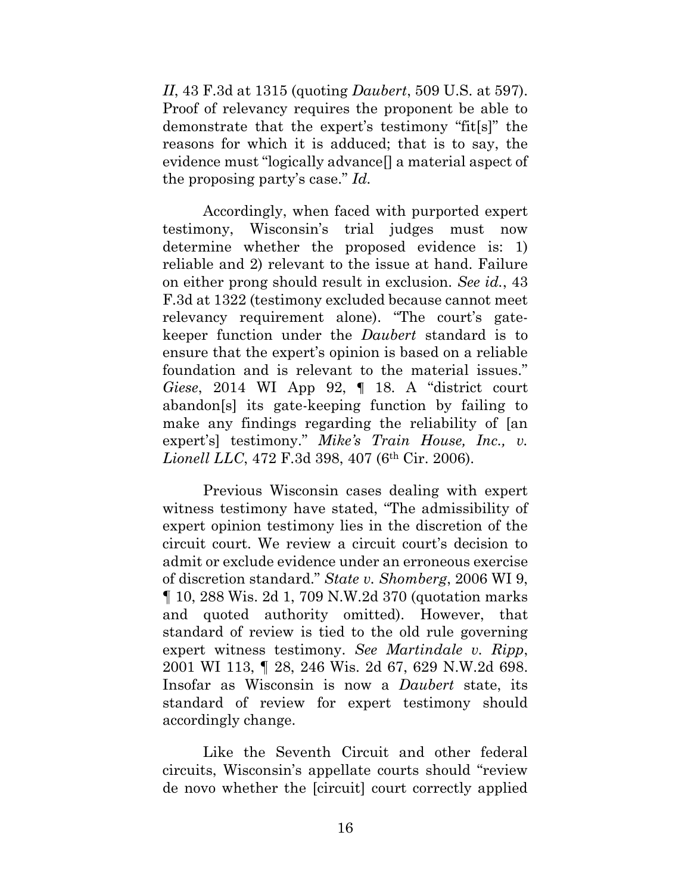*II*, 43 F.3d at 1315 (quoting *Daubert*, 509 U.S. at 597). Proof of relevancy requires the proponent be able to demonstrate that the expert's testimony "fit[s]" the reasons for which it is adduced; that is to say, the evidence must "logically advance[] a material aspect of the proposing party's case." *Id.*

Accordingly, when faced with purported expert testimony, Wisconsin's trial judges must now determine whether the proposed evidence is: 1) reliable and 2) relevant to the issue at hand. Failure on either prong should result in exclusion. *See id.*, 43 F.3d at 1322 (testimony excluded because cannot meet relevancy requirement alone). "The court's gate-keeper function under the *Daubert* standard is to ensure that the expert's opinion is based on a reliable foundation and is relevant to the material issues." *Giese*, 2014 WI App 92, ¶ 18. A "district court abandon[s] its gate-keeping function by failing to make any findings regarding the reliability of [an expert's] testimony." *Mike's Train House, Inc., v. Lionell LLC*, 472 F.3d 398, 407 (6th Cir. 2006).

Previous Wisconsin cases dealing with expert witness testimony have stated, "The admissibility of expert opinion testimony lies in the discretion of the circuit court. We review a circuit court's decision to admit or exclude evidence under an erroneous exercise of discretion standard." *State v. Shomberg*, 2006 WI 9, ¶ 10, 288 Wis. 2d 1, 709 N.W.2d 370 (quotation marks and quoted authority omitted). However, that standard of review is tied to the old rule governing expert witness testimony. *See Martindale v. Ripp*, 2001 WI 113, ¶ 28, 246 Wis. 2d 67, 629 N.W.2d 698. Insofar as Wisconsin is now a *Daubert* state, its standard of review for expert testimony should accordingly change.

Like the Seventh Circuit and other federal circuits, Wisconsin's appellate courts should "review de novo whether the [circuit] court correctly applied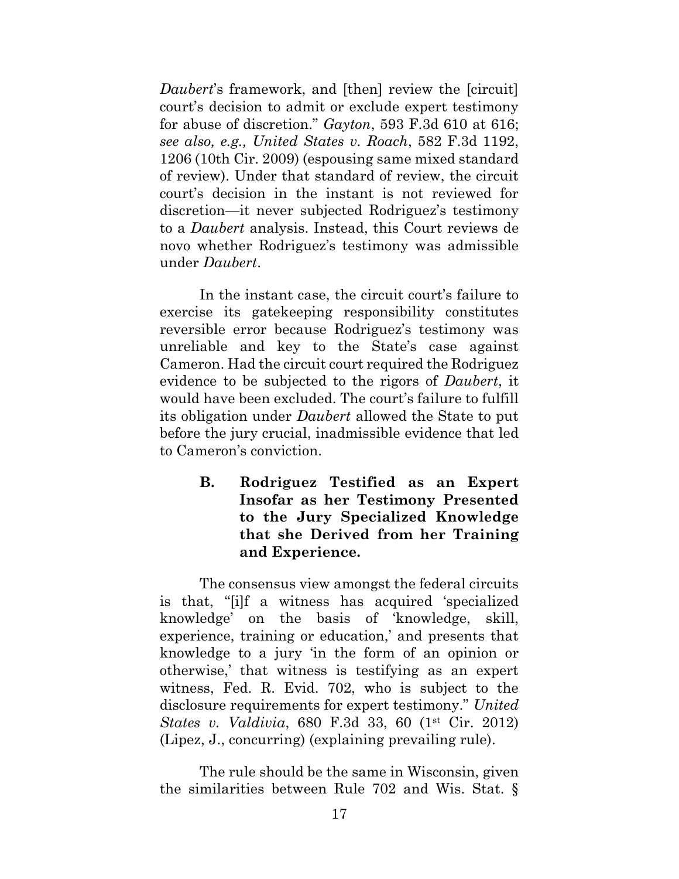*Daubert*'s framework, and [then] review the [circuit] court's decision to admit or exclude expert testimony for abuse of discretion." *Gayton*, 593 F.3d 610 at 616; *see also, e.g., United States v. Roach*, 582 F.3d 1192, 1206 (10th Cir. 2009) (espousing same mixed standard of review). Under that standard of review, the circuit court's decision in the instant is not reviewed for discretion—it never subjected Rodriguez's testimony to a *Daubert* analysis. Instead, this Court reviews de novo whether Rodriguez's testimony was admissible under *Daubert*.

In the instant case, the circuit court's failure to exercise its gatekeeping responsibility constitutes reversible error because Rodriguez's testimony was unreliable and key to the State's case against Cameron. Had the circuit court required the Rodriguez evidence to be subjected to the rigors of *Daubert*, it would have been excluded. The court's failure to fulfill its obligation under *Daubert* allowed the State to put before the jury crucial, inadmissible evidence that led to Cameron's conviction.

### B. Rodriguez Testified as an Expert Insofar as her Testimony Presented to the Jury Specialized Knowledge that she Derived from her Training and Experience.

The consensus view amongst the federal circuits is that, "[i]f a witness has acquired 'specialized knowledge' on the basis of 'knowledge, skill, experience, training or education,' and presents that knowledge to a jury 'in the form of an opinion or otherwise,' that witness is testifying as an expert witness, Fed. R. Evid. 702, who is subject to the disclosure requirements for expert testimony." *United States v. Valdivia*, 680 F.3d 33, 60 (1st Cir. 2012) (Lipez, J., concurring) (explaining prevailing rule).

The rule should be the same in Wisconsin, given the similarities between Rule 702 and Wis. Stat. §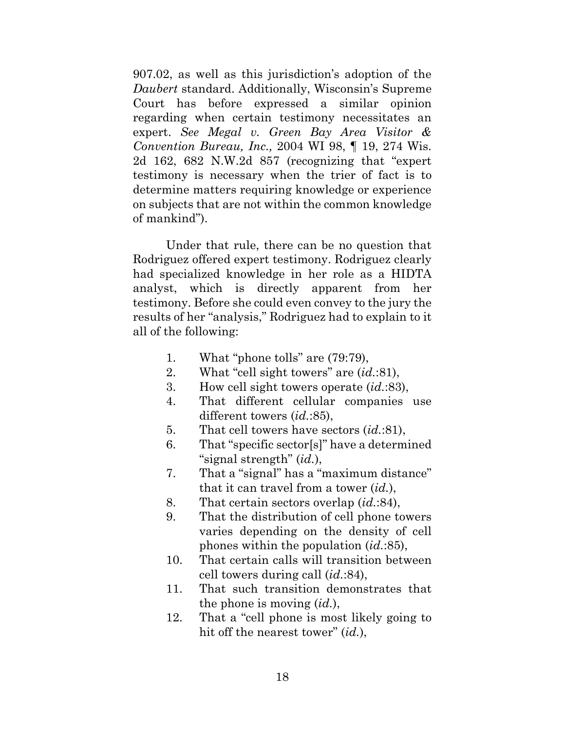907.02, as well as this jurisdiction's adoption of the *Daubert* standard. Additionally, Wisconsin's Supreme Court has before expressed a similar opinion regarding when certain testimony necessitates an expert. *See Megal v. Green Bay Area Visitor & Convention Bureau, Inc.,* 2004 WI 98, ¶ 19, 274 Wis. 2d 162, 682 N.W.2d 857 (recognizing that "expert testimony is necessary when the trier of fact is to determine matters requiring knowledge or experience on subjects that are not within the common knowledge of mankind").

Under that rule, there can be no question that Rodriguez offered expert testimony. Rodriguez clearly had specialized knowledge in her role as a HIDTA analyst, which is directly apparent from her testimony. Before she could even convey to the jury the results of her "analysis," Rodriguez had to explain to it all of the following:

1. What "phone tolls" are (79:79),
2. What "cell sight towers" are (*id.*:81),
3. How cell sight towers operate (*id.*:83),
4. That different cellular companies use different towers (*id.*:85),
5. That cell towers have sectors (*id.*:81),
6. That "specific sector[s]" have a determined "signal strength" (*id.*),
7. That a "signal" has a "maximum distance" that it can travel from a tower (*id.*),
8. That certain sectors overlap (*id.*:84),
9. That the distribution of cell phone towers varies depending on the density of cell phones within the population (*id.*:85),
10. That certain calls will transition between cell towers during call (*id.*:84),
11. That such transition demonstrates that the phone is moving (*id.*),
12. That a "cell phone is most likely going to hit off the nearest tower" (*id.*),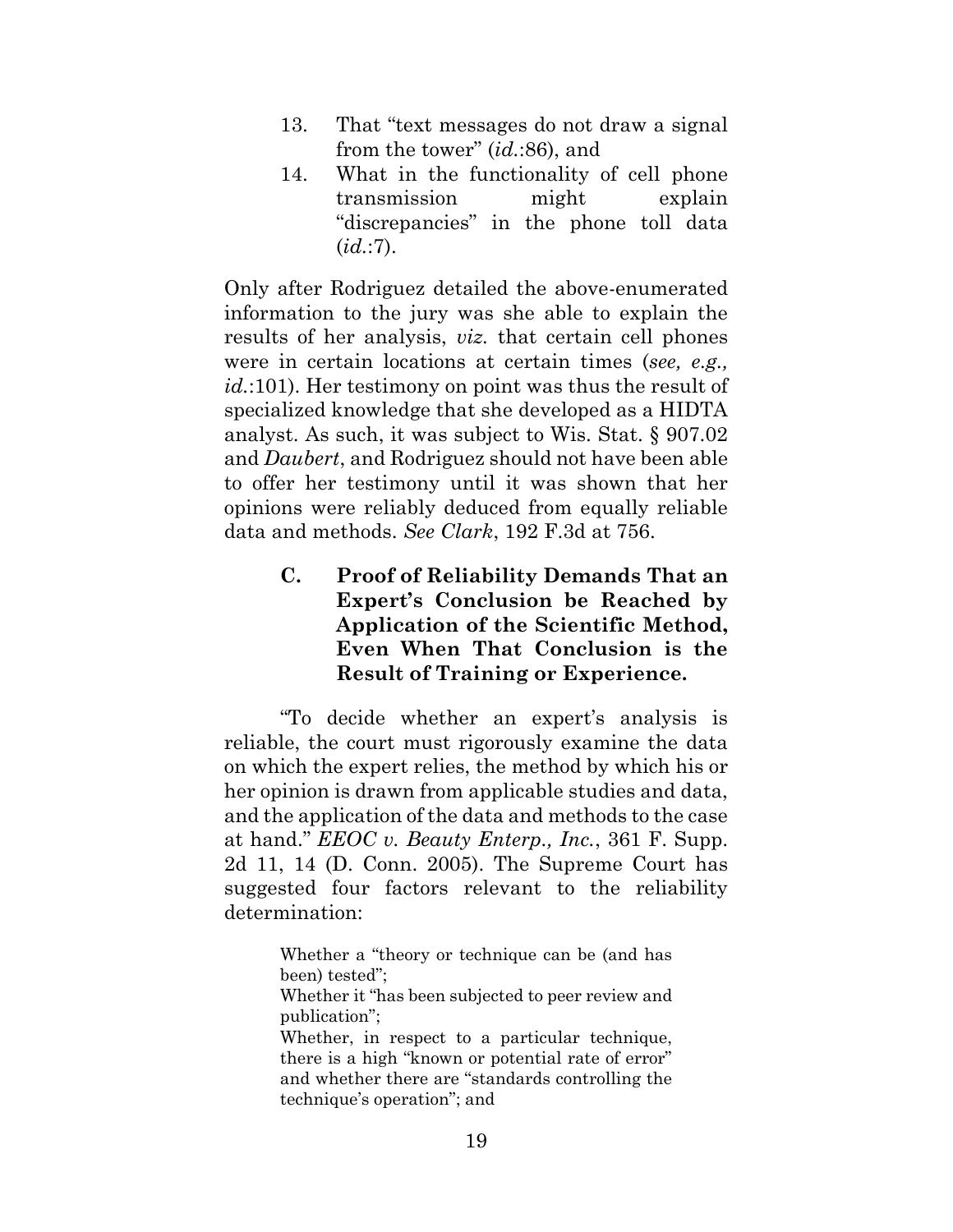13. That "text messages do not draw a signal from the tower" (*id.*:86), and
14. What in the functionality of cell phone transmission might explain "discrepancies" in the phone toll data (*id.*:7).

Only after Rodriguez detailed the above-enumerated information to the jury was she able to explain the results of her analysis, *viz.* that certain cell phones were in certain locations at certain times (*see, e.g., id.*:101). Her testimony on point was thus the result of specialized knowledge that she developed as a HIDTA analyst. As such, it was subject to Wis. Stat. § 907.02 and *Daubert*, and Rodriguez should not have been able to offer her testimony until it was shown that her opinions were reliably deduced from equally reliable data and methods. *See Clark*, 192 F.3d at 756.

### C. Proof of Reliability Demands That an Expert's Conclusion be Reached by Application of the Scientific Method, Even When That Conclusion is the Result of Training or Experience.

"To decide whether an expert's analysis is reliable, the court must rigorously examine the data on which the expert relies, the method by which his or her opinion is drawn from applicable studies and data, and the application of the data and methods to the case at hand." *EEOC v. Beauty Enterp., Inc.*, 361 F. Supp. 2d 11, 14 (D. Conn. 2005). The Supreme Court has suggested four factors relevant to the reliability determination:

> Whether a "theory or technique can be (and has been) tested";
> Whether it "has been subjected to peer review and publication";
> Whether, in respect to a particular technique, there is a high "known or potential rate of error" and whether there are "standards controlling the technique's operation"; and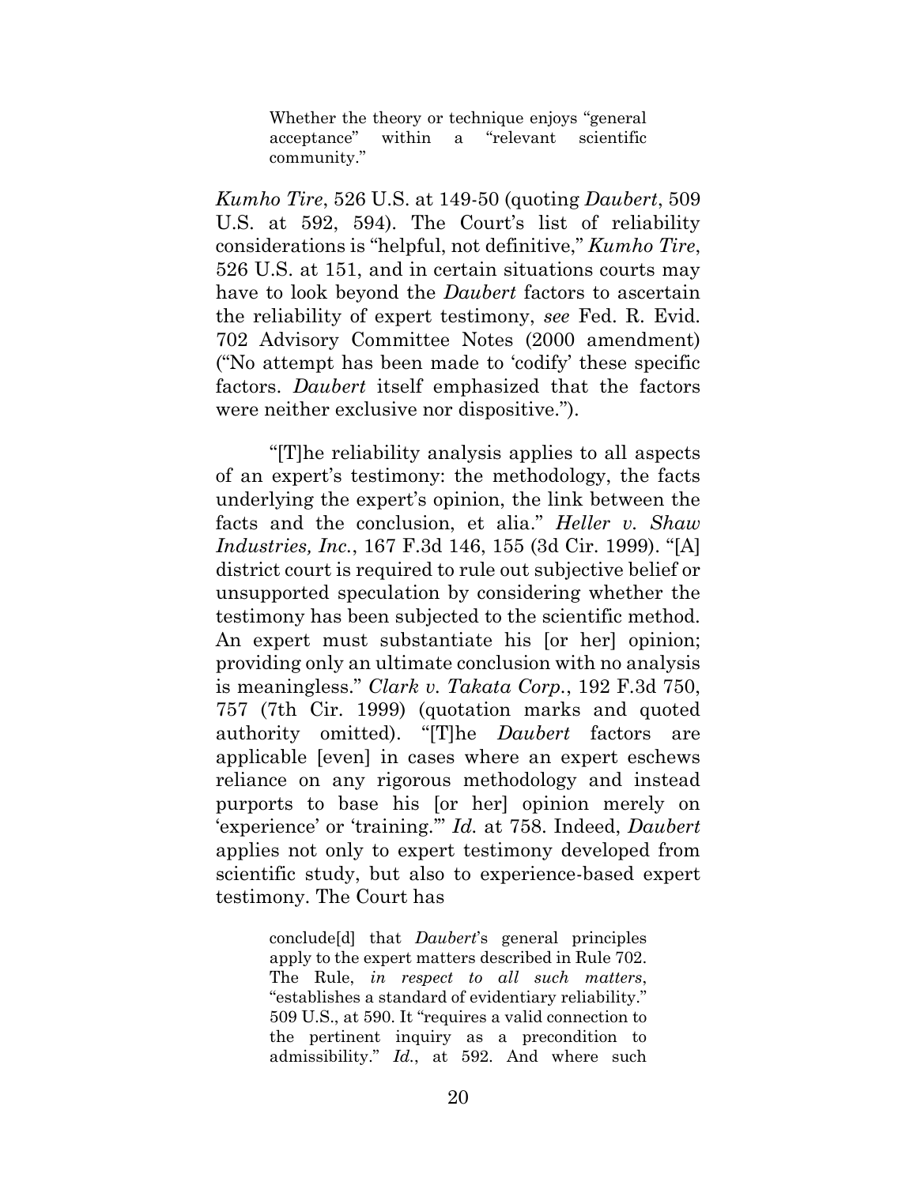> Whether the theory or technique enjoys "general acceptance" within a "relevant scientific community."

*Kumho Tire*, 526 U.S. at 149-50 (quoting *Daubert*, 509 U.S. at 592, 594). The Court's list of reliability considerations is "helpful, not definitive," *Kumho Tire*, 526 U.S. at 151, and in certain situations courts may have to look beyond the *Daubert* factors to ascertain the reliability of expert testimony, *see* Fed. R. Evid. 702 Advisory Committee Notes (2000 amendment) ("No attempt has been made to 'codify' these specific factors. *Daubert* itself emphasized that the factors were neither exclusive nor dispositive.").

"[T]he reliability analysis applies to all aspects of an expert's testimony: the methodology, the facts underlying the expert's opinion, the link between the facts and the conclusion, et alia." *Heller v. Shaw Industries, Inc.*, 167 F.3d 146, 155 (3d Cir. 1999). "[A] district court is required to rule out subjective belief or unsupported speculation by considering whether the testimony has been subjected to the scientific method. An expert must substantiate his [or her] opinion; providing only an ultimate conclusion with no analysis is meaningless." *Clark v. Takata Corp.*, 192 F.3d 750, 757 (7th Cir. 1999) (quotation marks and quoted authority omitted). "[T]he *Daubert* factors are applicable [even] in cases where an expert eschews reliance on any rigorous methodology and instead purports to base his [or her] opinion merely on 'experience' or 'training.'" *Id.* at 758. Indeed, *Daubert* applies not only to expert testimony developed from scientific study, but also to experience-based expert testimony. The Court has

> conclude[d] that *Daubert*'s general principles apply to the expert matters described in Rule 702. The Rule, *in respect to all such matters*, "establishes a standard of evidentiary reliability." 509 U.S., at 590. It "requires a valid connection to the pertinent inquiry as a precondition to admissibility." *Id.*, at 592. And where such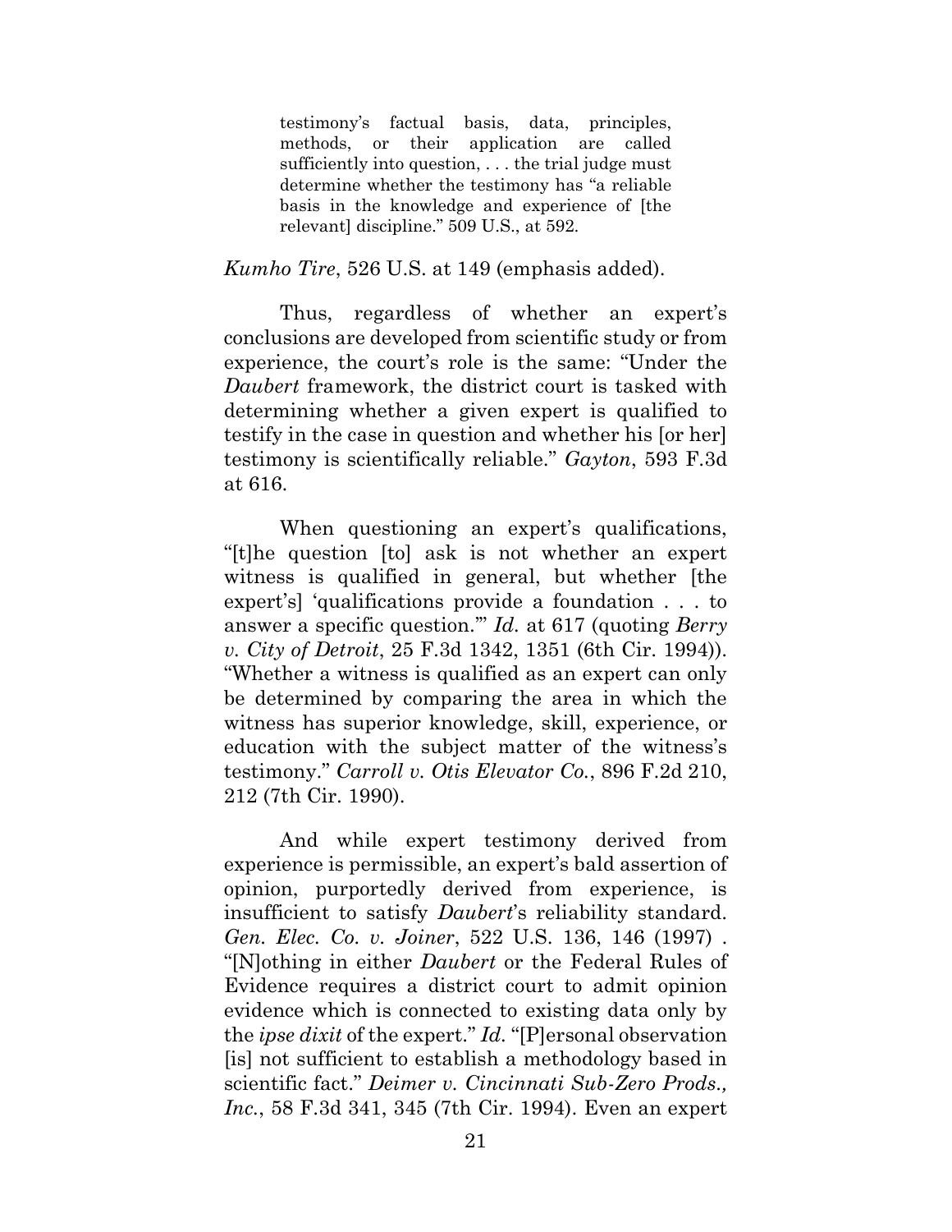> testimony's factual basis, data, principles, methods, or their application are called sufficiently into question, . . . the trial judge must determine whether the testimony has "a reliable basis in the knowledge and experience of [the relevant] discipline." 509 U.S., at 592.

*Kumho Tire*, 526 U.S. at 149 (emphasis added).

Thus, regardless of whether an expert's conclusions are developed from scientific study or from experience, the court's role is the same: "Under the *Daubert* framework, the district court is tasked with determining whether a given expert is qualified to testify in the case in question and whether his [or her] testimony is scientifically reliable." *Gayton*, 593 F.3d at 616.

When questioning an expert's qualifications, "[t]he question [to] ask is not whether an expert witness is qualified in general, but whether [the expert's] 'qualifications provide a foundation . . . to answer a specific question.'" *Id.* at 617 (quoting *Berry v. City of Detroit*, 25 F.3d 1342, 1351 (6th Cir. 1994)). "Whether a witness is qualified as an expert can only be determined by comparing the area in which the witness has superior knowledge, skill, experience, or education with the subject matter of the witness's testimony." *Carroll v. Otis Elevator Co.*, 896 F.2d 210, 212 (7th Cir. 1990).

And while expert testimony derived from experience is permissible, an expert's bald assertion of opinion, purportedly derived from experience, is insufficient to satisfy *Daubert*'s reliability standard. *Gen. Elec. Co. v. Joiner*, 522 U.S. 136, 146 (1997) . "[N]othing in either *Daubert* or the Federal Rules of Evidence requires a district court to admit opinion evidence which is connected to existing data only by the *ipse dixit* of the expert." *Id.* "[P]ersonal observation [is] not sufficient to establish a methodology based in scientific fact." *Deimer v. Cincinnati Sub-Zero Prods., Inc.*, 58 F.3d 341, 345 (7th Cir. 1994). Even an expert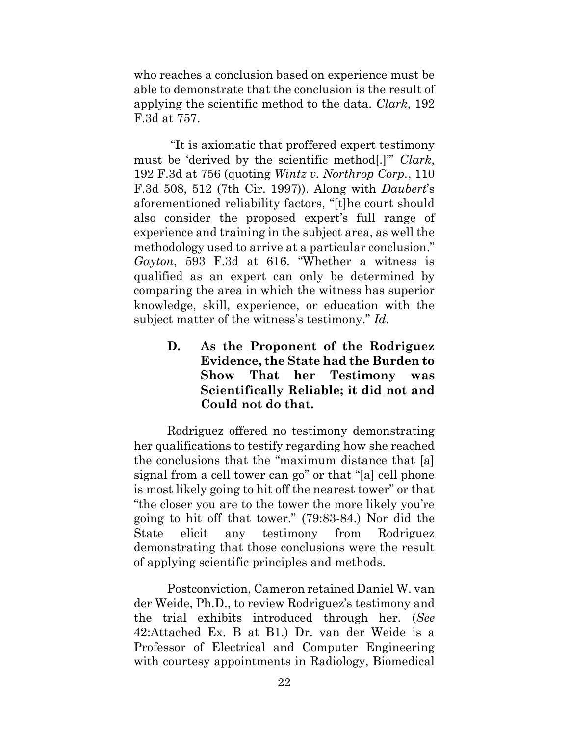who reaches a conclusion based on experience must be able to demonstrate that the conclusion is the result of applying the scientific method to the data. *Clark*, 192 F.3d at 757.

"It is axiomatic that proffered expert testimony must be 'derived by the scientific method[.]'" *Clark*, 192 F.3d at 756 (quoting *Wintz v. Northrop Corp.*, 110 F.3d 508, 512 (7th Cir. 1997)). Along with *Daubert*'s aforementioned reliability factors, "[t]he court should also consider the proposed expert's full range of experience and training in the subject area, as well the methodology used to arrive at a particular conclusion." *Gayton*, 593 F.3d at 616. "Whether a witness is qualified as an expert can only be determined by comparing the area in which the witness has superior knowledge, skill, experience, or education with the subject matter of the witness's testimony." *Id.*

### D. As the Proponent of the Rodriguez Evidence, the State had the Burden to Show That her Testimony was Scientifically Reliable; it did not and Could not do that.

Rodriguez offered no testimony demonstrating her qualifications to testify regarding how she reached the conclusions that the "maximum distance that [a] signal from a cell tower can go" or that "[a] cell phone is most likely going to hit off the nearest tower" or that "the closer you are to the tower the more likely you're going to hit off that tower." (79:83-84.) Nor did the State elicit any testimony from Rodriguez demonstrating that those conclusions were the result of applying scientific principles and methods.

Postconviction, Cameron retained Daniel W. van der Weide, Ph.D., to review Rodriguez's testimony and the trial exhibits introduced through her. (*See* 42:Attached Ex. B at B1.) Dr. van der Weide is a Professor of Electrical and Computer Engineering with courtesy appointments in Radiology, Biomedical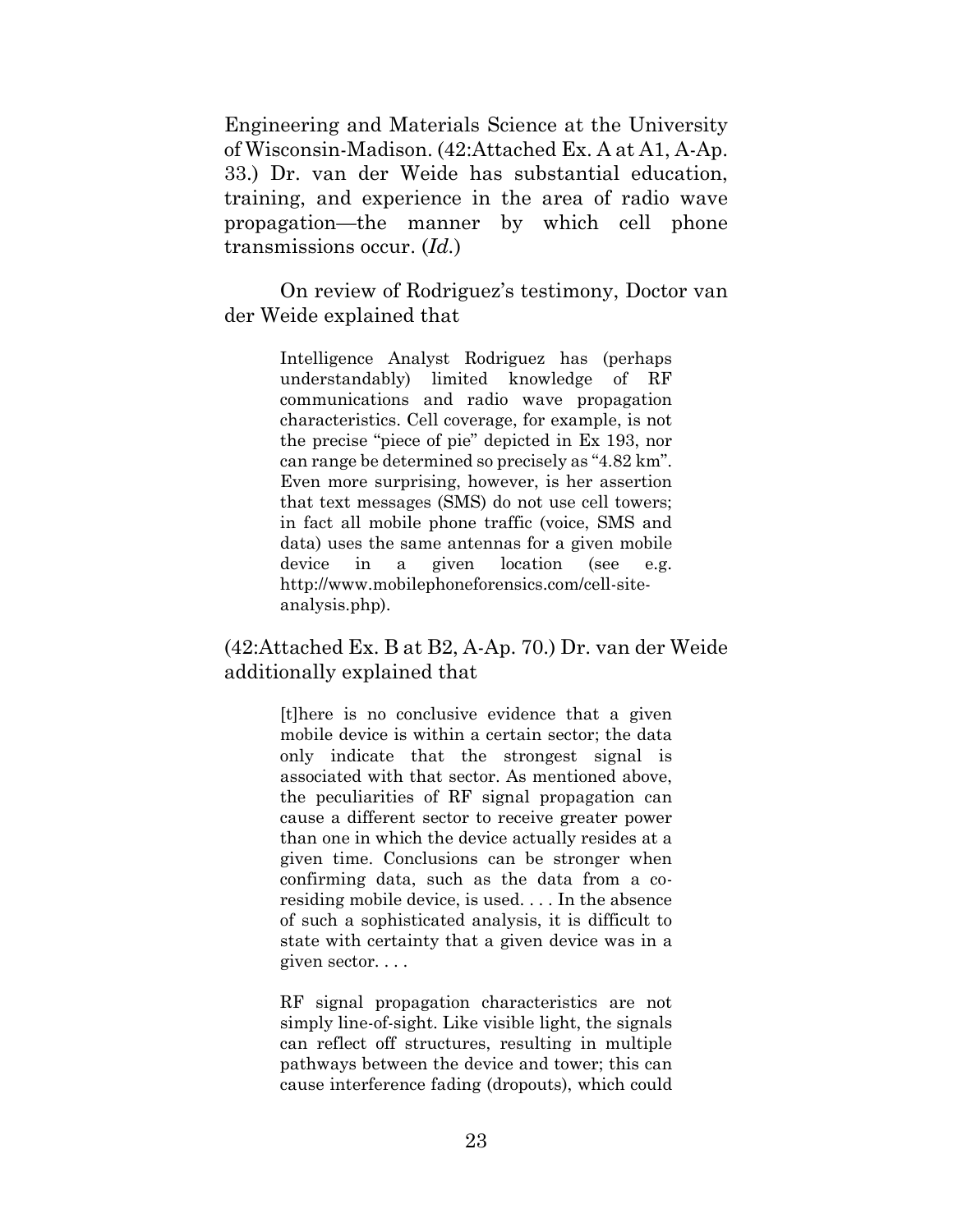Engineering and Materials Science at the University of Wisconsin-Madison. (42:Attached Ex. A at A1, A-Ap. 33.) Dr. van der Weide has substantial education, training, and experience in the area of radio wave propagation—the manner by which cell phone transmissions occur. (*Id.*)

On review of Rodriguez's testimony, Doctor van der Weide explained that

> Intelligence Analyst Rodriguez has (perhaps understandably) limited knowledge of RF communications and radio wave propagation characteristics. Cell coverage, for example, is not the precise "piece of pie" depicted in Ex 193, nor can range be determined so precisely as "4.82 km". Even more surprising, however, is her assertion that text messages (SMS) do not use cell towers; in fact all mobile phone traffic (voice, SMS and data) uses the same antennas for a given mobile device in a given location (see e.g. http://www.mobilephoneforensics.com/cell-site-analysis.php).

(42:Attached Ex. B at B2, A-Ap. 70.) Dr. van der Weide additionally explained that

> [t]here is no conclusive evidence that a given mobile device is within a certain sector; the data only indicate that the strongest signal is associated with that sector. As mentioned above, the peculiarities of RF signal propagation can cause a different sector to receive greater power than one in which the device actually resides at a given time. Conclusions can be stronger when confirming data, such as the data from a co-residing mobile device, is used. . . . In the absence of such a sophisticated analysis, it is difficult to state with certainty that a given device was in a given sector. . . .
>
> RF signal propagation characteristics are not simply line-of-sight. Like visible light, the signals can reflect off structures, resulting in multiple pathways between the device and tower; this can cause interference fading (dropouts), which could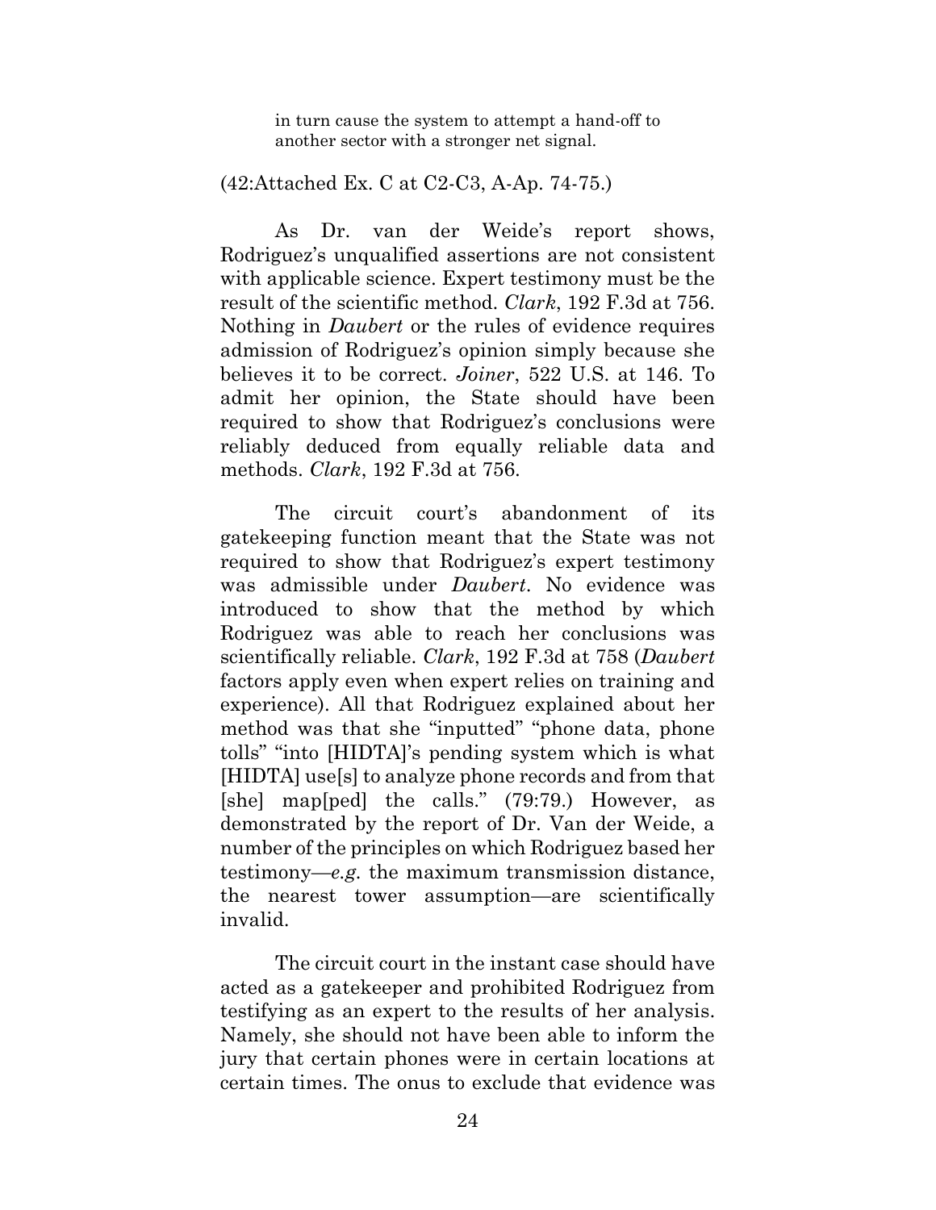> in turn cause the system to attempt a hand-off to another sector with a stronger net signal.

(42:Attached Ex. C at C2-C3, A-Ap. 74-75.)

As Dr. van der Weide's report shows, Rodriguez's unqualified assertions are not consistent with applicable science. Expert testimony must be the result of the scientific method. *Clark*, 192 F.3d at 756. Nothing in *Daubert* or the rules of evidence requires admission of Rodriguez's opinion simply because she believes it to be correct. *Joiner*, 522 U.S. at 146. To admit her opinion, the State should have been required to show that Rodriguez's conclusions were reliably deduced from equally reliable data and methods. *Clark*, 192 F.3d at 756.

The circuit court's abandonment of its gatekeeping function meant that the State was not required to show that Rodriguez's expert testimony was admissible under *Daubert*. No evidence was introduced to show that the method by which Rodriguez was able to reach her conclusions was scientifically reliable. *Clark*, 192 F.3d at 758 (*Daubert* factors apply even when expert relies on training and experience). All that Rodriguez explained about her method was that she "inputted" "phone data, phone tolls" "into [HIDTA]'s pending system which is what [HIDTA] use[s] to analyze phone records and from that [she] map[ped] the calls." (79:79.) However, as demonstrated by the report of Dr. Van der Weide, a number of the principles on which Rodriguez based her testimony—*e.g.* the maximum transmission distance, the nearest tower assumption—are scientifically invalid.

The circuit court in the instant case should have acted as a gatekeeper and prohibited Rodriguez from testifying as an expert to the results of her analysis. Namely, she should not have been able to inform the jury that certain phones were in certain locations at certain times. The onus to exclude that evidence was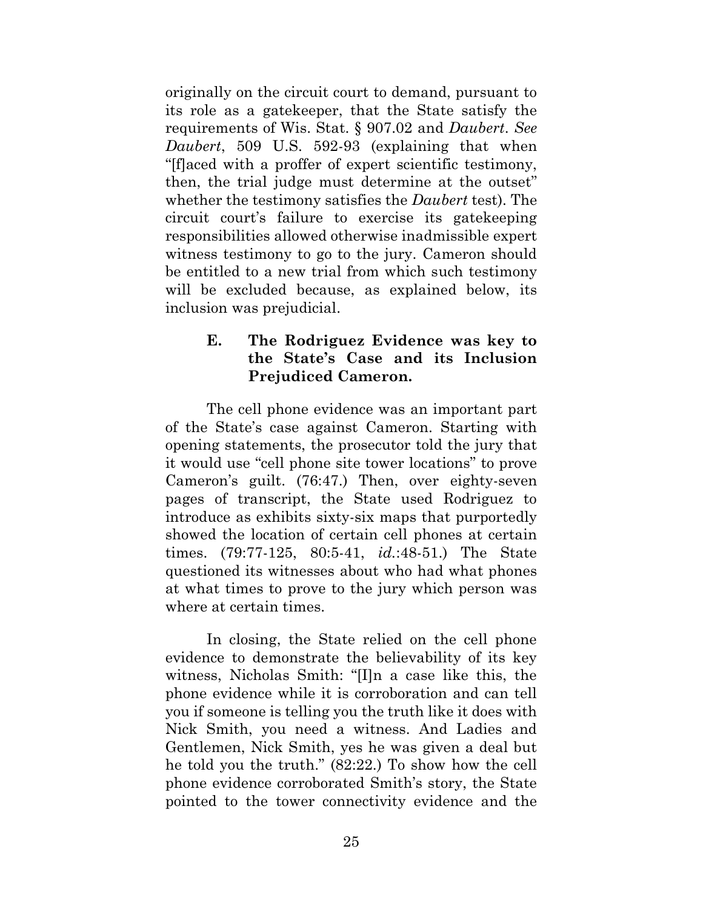originally on the circuit court to demand, pursuant to its role as a gatekeeper, that the State satisfy the requirements of Wis. Stat. § 907.02 and *Daubert*. *See Daubert*, 509 U.S. 592-93 (explaining that when "[f]aced with a proffer of expert scientific testimony, then, the trial judge must determine at the outset" whether the testimony satisfies the *Daubert* test). The circuit court's failure to exercise its gatekeeping responsibilities allowed otherwise inadmissible expert witness testimony to go to the jury. Cameron should be entitled to a new trial from which such testimony will be excluded because, as explained below, its inclusion was prejudicial.

### E. The Rodriguez Evidence was key to the State's Case and its Inclusion Prejudiced Cameron.

The cell phone evidence was an important part of the State's case against Cameron. Starting with opening statements, the prosecutor told the jury that it would use "cell phone site tower locations" to prove Cameron's guilt. (76:47.) Then, over eighty-seven pages of transcript, the State used Rodriguez to introduce as exhibits sixty-six maps that purportedly showed the location of certain cell phones at certain times. (79:77-125, 80:5-41, *id.*:48-51.) The State questioned its witnesses about who had what phones at what times to prove to the jury which person was where at certain times.

In closing, the State relied on the cell phone evidence to demonstrate the believability of its key witness, Nicholas Smith: "[I]n a case like this, the phone evidence while it is corroboration and can tell you if someone is telling you the truth like it does with Nick Smith, you need a witness. And Ladies and Gentlemen, Nick Smith, yes he was given a deal but he told you the truth." (82:22.) To show how the cell phone evidence corroborated Smith's story, the State pointed to the tower connectivity evidence and the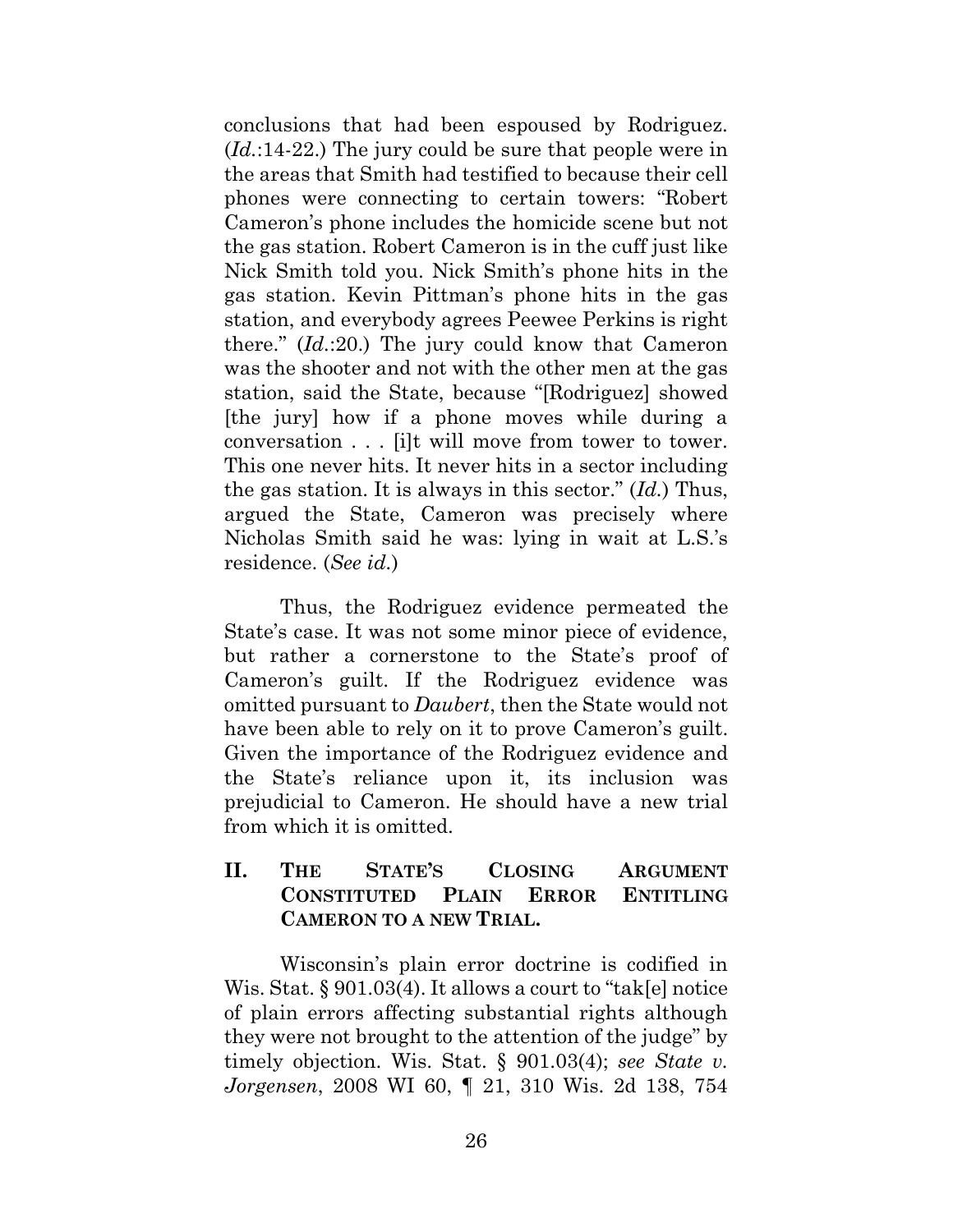conclusions that had been espoused by Rodriguez. (*Id.*:14-22.) The jury could be sure that people were in the areas that Smith had testified to because their cell phones were connecting to certain towers: "Robert Cameron's phone includes the homicide scene but not the gas station. Robert Cameron is in the cuff just like Nick Smith told you. Nick Smith's phone hits in the gas station. Kevin Pittman's phone hits in the gas station, and everybody agrees Peewee Perkins is right there." (*Id.*:20.) The jury could know that Cameron was the shooter and not with the other men at the gas station, said the State, because "[Rodriguez] showed [the jury] how if a phone moves while during a conversation . . . [i]t will move from tower to tower. This one never hits. It never hits in a sector including the gas station. It is always in this sector." (*Id.*) Thus, argued the State, Cameron was precisely where Nicholas Smith said he was: lying in wait at L.S.'s residence. (*See id.*)

Thus, the Rodriguez evidence permeated the State's case. It was not some minor piece of evidence, but rather a cornerstone to the State's proof of Cameron's guilt. If the Rodriguez evidence was omitted pursuant to *Daubert*, then the State would not have been able to rely on it to prove Cameron's guilt. Given the importance of the Rodriguez evidence and the State's reliance upon it, its inclusion was prejudicial to Cameron. He should have a new trial from which it is omitted.

## II. THE STATE'S CLOSING ARGUMENT CONSTITUTED PLAIN ERROR ENTITLING CAMERON TO A NEW TRIAL.

Wisconsin's plain error doctrine is codified in Wis. Stat. § 901.03(4). It allows a court to "tak[e] notice of plain errors affecting substantial rights although they were not brought to the attention of the judge" by timely objection. Wis. Stat. § 901.03(4); *see State v. Jorgensen*, 2008 WI 60, ¶ 21, 310 Wis. 2d 138, 754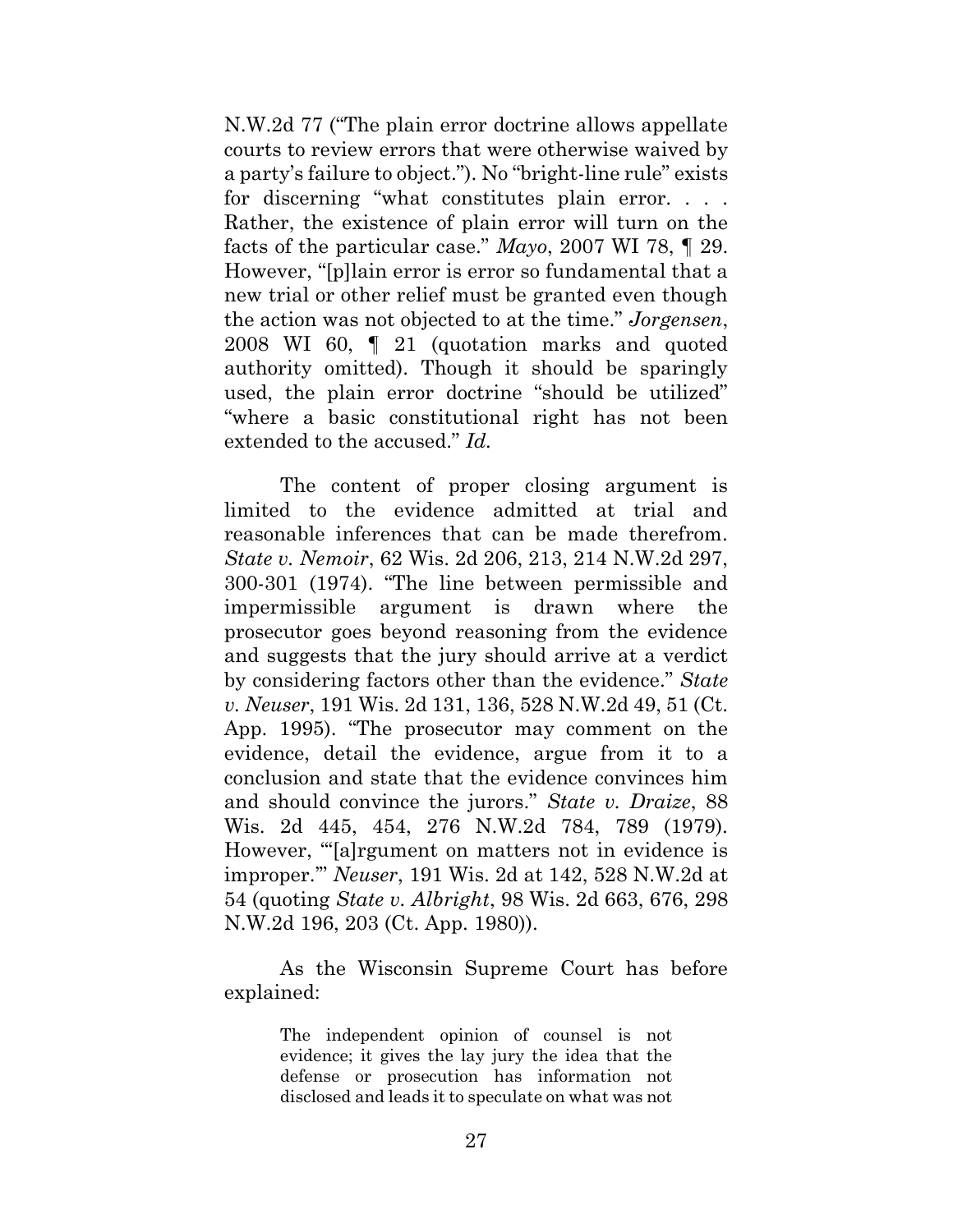N.W.2d 77 ("The plain error doctrine allows appellate courts to review errors that were otherwise waived by a party's failure to object."). No "bright-line rule" exists for discerning "what constitutes plain error. . . . Rather, the existence of plain error will turn on the facts of the particular case." *Mayo*, 2007 WI 78, ¶ 29. However, "[p]lain error is error so fundamental that a new trial or other relief must be granted even though the action was not objected to at the time." *Jorgensen*, 2008 WI 60, ¶ 21 (quotation marks and quoted authority omitted). Though it should be sparingly used, the plain error doctrine "should be utilized" "where a basic constitutional right has not been extended to the accused." *Id.*

The content of proper closing argument is limited to the evidence admitted at trial and reasonable inferences that can be made therefrom. *State v. Nemoir*, 62 Wis. 2d 206, 213, 214 N.W.2d 297, 300-301 (1974). "The line between permissible and impermissible argument is drawn where the prosecutor goes beyond reasoning from the evidence and suggests that the jury should arrive at a verdict by considering factors other than the evidence." *State v. Neuser*, 191 Wis. 2d 131, 136, 528 N.W.2d 49, 51 (Ct. App. 1995). "The prosecutor may comment on the evidence, detail the evidence, argue from it to a conclusion and state that the evidence convinces him and should convince the jurors." *State v. Draize*, 88 Wis. 2d 445, 454, 276 N.W.2d 784, 789 (1979). However, "'[a]rgument on matters not in evidence is improper.'" *Neuser*, 191 Wis. 2d at 142, 528 N.W.2d at 54 (quoting *State v. Albright*, 98 Wis. 2d 663, 676, 298 N.W.2d 196, 203 (Ct. App. 1980)).

As the Wisconsin Supreme Court has before explained:

> The independent opinion of counsel is not evidence; it gives the lay jury the idea that the defense or prosecution has information not disclosed and leads it to speculate on what was not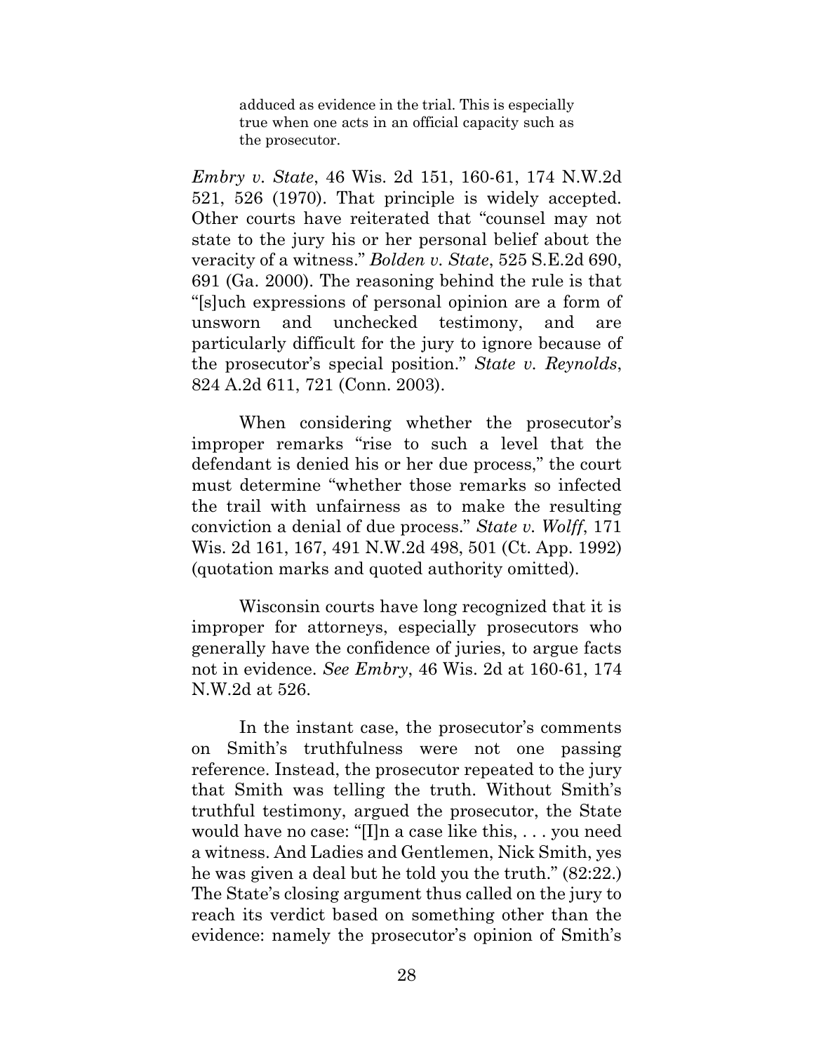> adduced as evidence in the trial. This is especially true when one acts in an official capacity such as the prosecutor.

*Embry v. State*, 46 Wis. 2d 151, 160-61, 174 N.W.2d 521, 526 (1970). That principle is widely accepted. Other courts have reiterated that "counsel may not state to the jury his or her personal belief about the veracity of a witness." *Bolden v. State*, 525 S.E.2d 690, 691 (Ga. 2000). The reasoning behind the rule is that "[s]uch expressions of personal opinion are a form of unsworn and unchecked testimony, and are particularly difficult for the jury to ignore because of the prosecutor's special position." *State v. Reynolds*, 824 A.2d 611, 721 (Conn. 2003).

When considering whether the prosecutor's improper remarks "rise to such a level that the defendant is denied his or her due process," the court must determine "whether those remarks so infected the trail with unfairness as to make the resulting conviction a denial of due process." *State v. Wolff*, 171 Wis. 2d 161, 167, 491 N.W.2d 498, 501 (Ct. App. 1992) (quotation marks and quoted authority omitted).

Wisconsin courts have long recognized that it is improper for attorneys, especially prosecutors who generally have the confidence of juries, to argue facts not in evidence. *See Embry*, 46 Wis. 2d at 160-61, 174 N.W.2d at 526.

In the instant case, the prosecutor's comments on Smith's truthfulness were not one passing reference. Instead, the prosecutor repeated to the jury that Smith was telling the truth. Without Smith's truthful testimony, argued the prosecutor, the State would have no case: "[I]n a case like this, . . . you need a witness. And Ladies and Gentlemen, Nick Smith, yes he was given a deal but he told you the truth." (82:22.) The State's closing argument thus called on the jury to reach its verdict based on something other than the evidence: namely the prosecutor's opinion of Smith's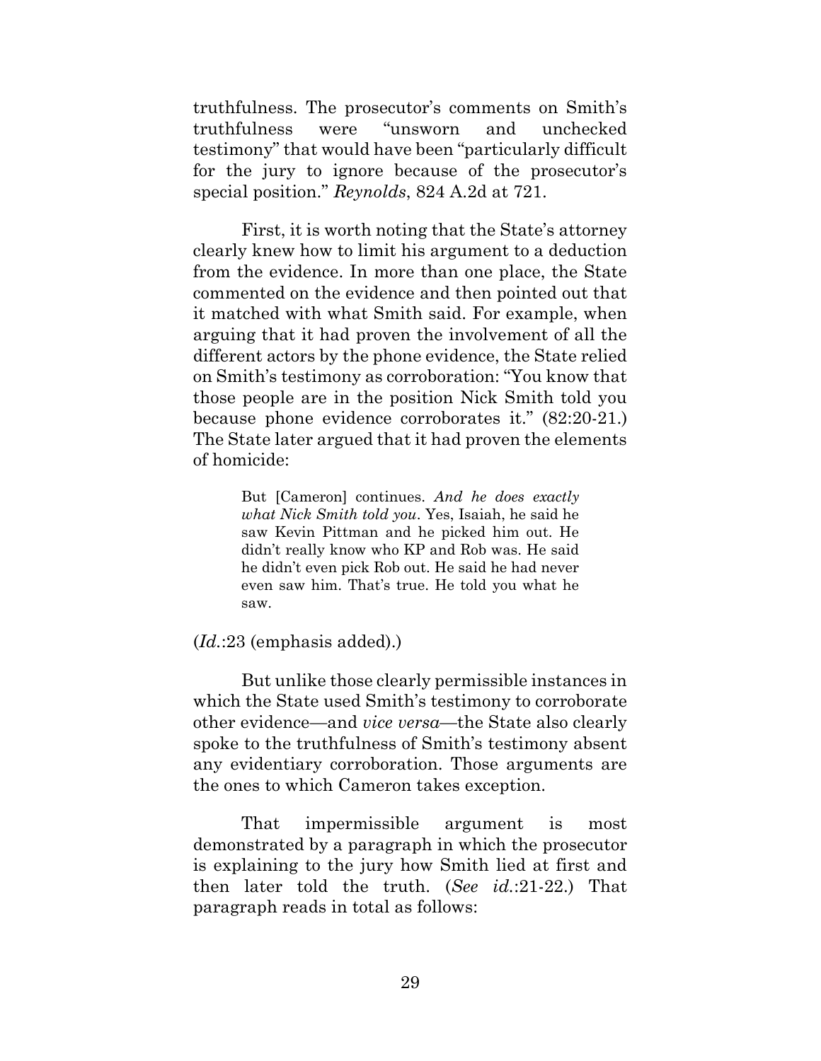truthfulness. The prosecutor's comments on Smith's truthfulness were "unsworn and unchecked testimony" that would have been "particularly difficult for the jury to ignore because of the prosecutor's special position." *Reynolds*, 824 A.2d at 721.

First, it is worth noting that the State's attorney clearly knew how to limit his argument to a deduction from the evidence. In more than one place, the State commented on the evidence and then pointed out that it matched with what Smith said. For example, when arguing that it had proven the involvement of all the different actors by the phone evidence, the State relied on Smith's testimony as corroboration: "You know that those people are in the position Nick Smith told you because phone evidence corroborates it." (82:20-21.) The State later argued that it had proven the elements of homicide:

> But [Cameron] continues. *And he does exactly what Nick Smith told you*. Yes, Isaiah, he said he saw Kevin Pittman and he picked him out. He didn't really know who KP and Rob was. He said he didn't even pick Rob out. He said he had never even saw him. That's true. He told you what he saw.

(*Id.*:23 (emphasis added).)

But unlike those clearly permissible instances in which the State used Smith's testimony to corroborate other evidence—and *vice versa*—the State also clearly spoke to the truthfulness of Smith's testimony absent any evidentiary corroboration. Those arguments are the ones to which Cameron takes exception.

That impermissible argument is most demonstrated by a paragraph in which the prosecutor is explaining to the jury how Smith lied at first and then later told the truth. (*See id.*:21-22.) That paragraph reads in total as follows: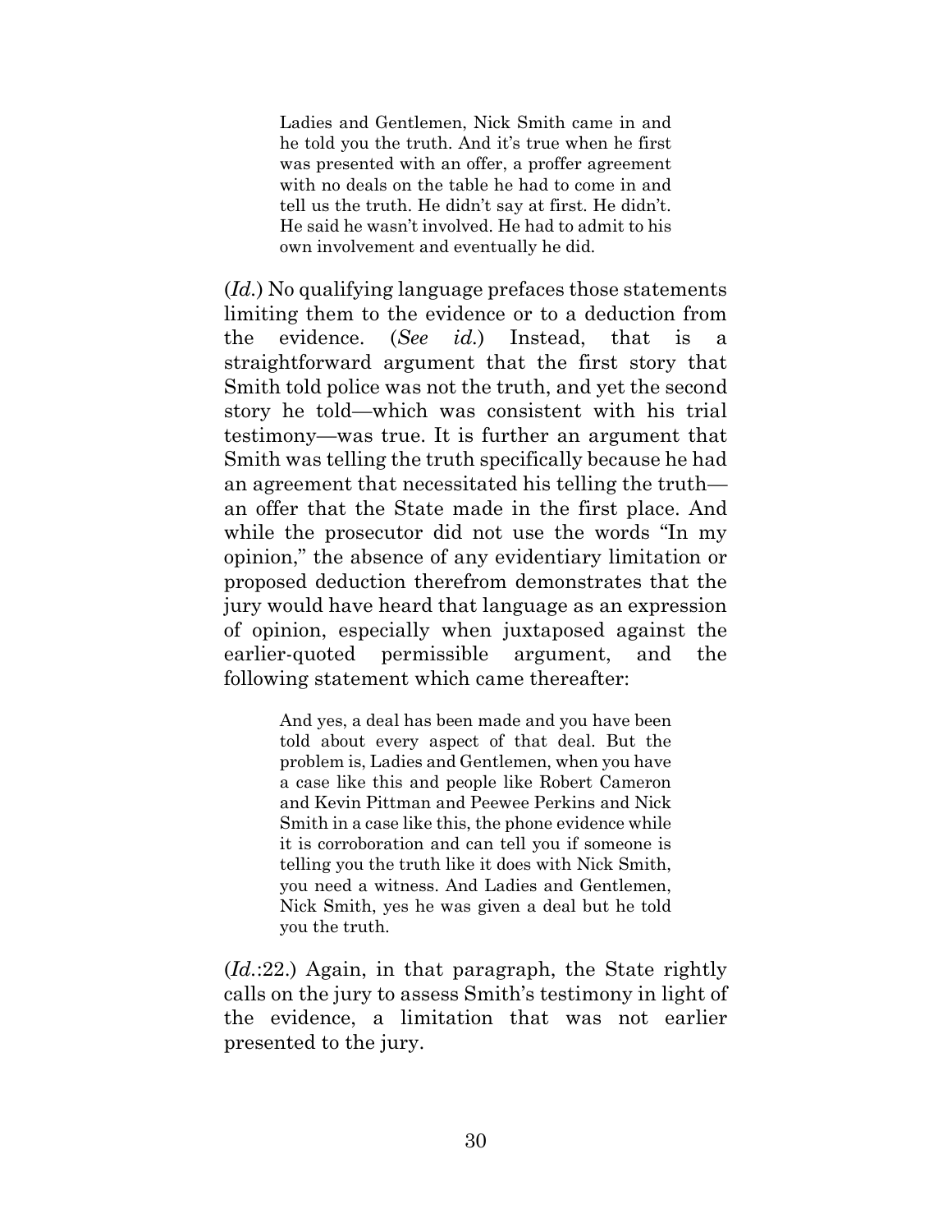> Ladies and Gentlemen, Nick Smith came in and he told you the truth. And it's true when he first was presented with an offer, a proffer agreement with no deals on the table he had to come in and tell us the truth. He didn't say at first. He didn't. He said he wasn't involved. He had to admit to his own involvement and eventually he did.

(*Id.*) No qualifying language prefaces those statements limiting them to the evidence or to a deduction from the evidence. (*See id.*) Instead, that is a straightforward argument that the first story that Smith told police was not the truth, and yet the second story he told—which was consistent with his trial testimony—was true. It is further an argument that Smith was telling the truth specifically because he had an agreement that necessitated his telling the truth—an offer that the State made in the first place. And while the prosecutor did not use the words "In my opinion," the absence of any evidentiary limitation or proposed deduction therefrom demonstrates that the jury would have heard that language as an expression of opinion, especially when juxtaposed against the earlier-quoted permissible argument, and the following statement which came thereafter:

> And yes, a deal has been made and you have been told about every aspect of that deal. But the problem is, Ladies and Gentlemen, when you have a case like this and people like Robert Cameron and Kevin Pittman and Peewee Perkins and Nick Smith in a case like this, the phone evidence while it is corroboration and can tell you if someone is telling you the truth like it does with Nick Smith, you need a witness. And Ladies and Gentlemen, Nick Smith, yes he was given a deal but he told you the truth.

(*Id.*:22.) Again, in that paragraph, the State rightly calls on the jury to assess Smith's testimony in light of the evidence, a limitation that was not earlier presented to the jury.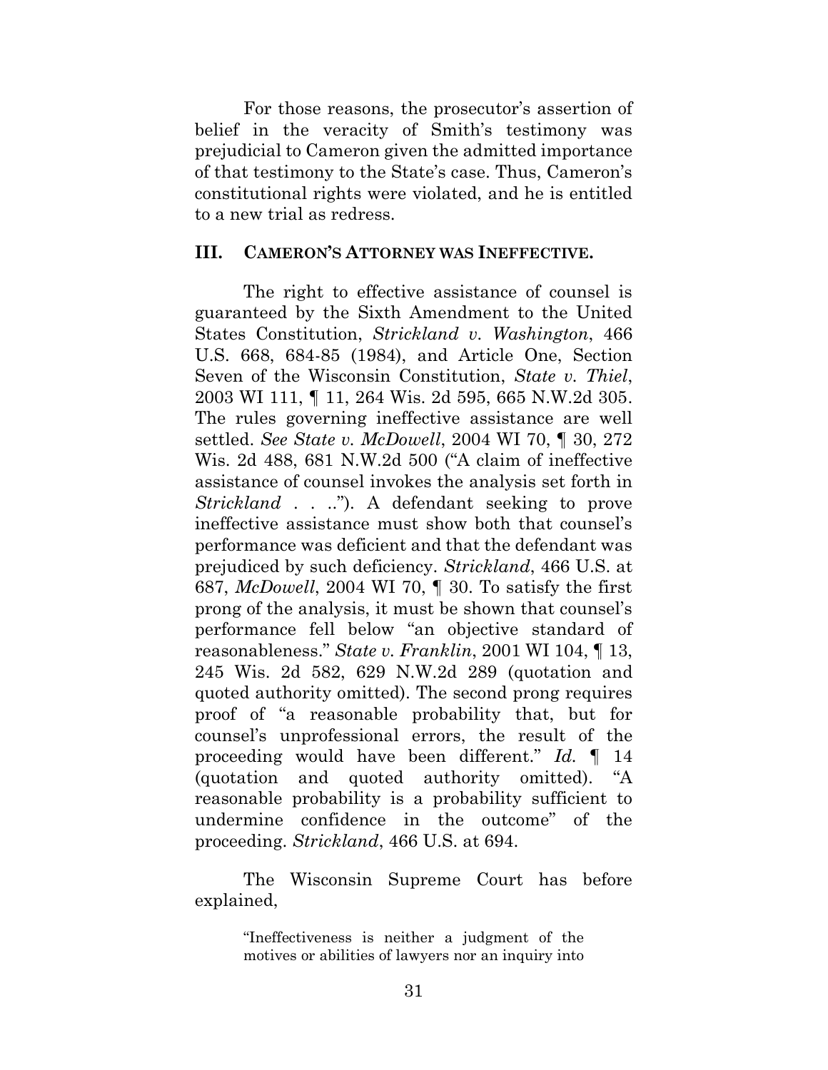For those reasons, the prosecutor's assertion of belief in the veracity of Smith's testimony was prejudicial to Cameron given the admitted importance of that testimony to the State's case. Thus, Cameron's constitutional rights were violated, and he is entitled to a new trial as redress.

## III. CAMERON'S ATTORNEY WAS INEFFECTIVE.

The right to effective assistance of counsel is guaranteed by the Sixth Amendment to the United States Constitution, *Strickland v. Washington*, 466 U.S. 668, 684-85 (1984), and Article One, Section Seven of the Wisconsin Constitution, *State v. Thiel*, 2003 WI 111, ¶ 11, 264 Wis. 2d 595, 665 N.W.2d 305. The rules governing ineffective assistance are well settled. *See State v. McDowell*, 2004 WI 70, ¶ 30, 272 Wis. 2d 488, 681 N.W.2d 500 ("A claim of ineffective assistance of counsel invokes the analysis set forth in *Strickland* . . .."). A defendant seeking to prove ineffective assistance must show both that counsel's performance was deficient and that the defendant was prejudiced by such deficiency. *Strickland*, 466 U.S. at 687, *McDowell*, 2004 WI 70, ¶ 30. To satisfy the first prong of the analysis, it must be shown that counsel's performance fell below "an objective standard of reasonableness." *State v. Franklin*, 2001 WI 104, ¶ 13, 245 Wis. 2d 582, 629 N.W.2d 289 (quotation and quoted authority omitted). The second prong requires proof of "a reasonable probability that, but for counsel's unprofessional errors, the result of the proceeding would have been different." *Id.* ¶ 14 (quotation and quoted authority omitted). "A reasonable probability is a probability sufficient to undermine confidence in the outcome" of the proceeding. *Strickland*, 466 U.S. at 694.

The Wisconsin Supreme Court has before explained,

> "Ineffectiveness is neither a judgment of the motives or abilities of lawyers nor an inquiry into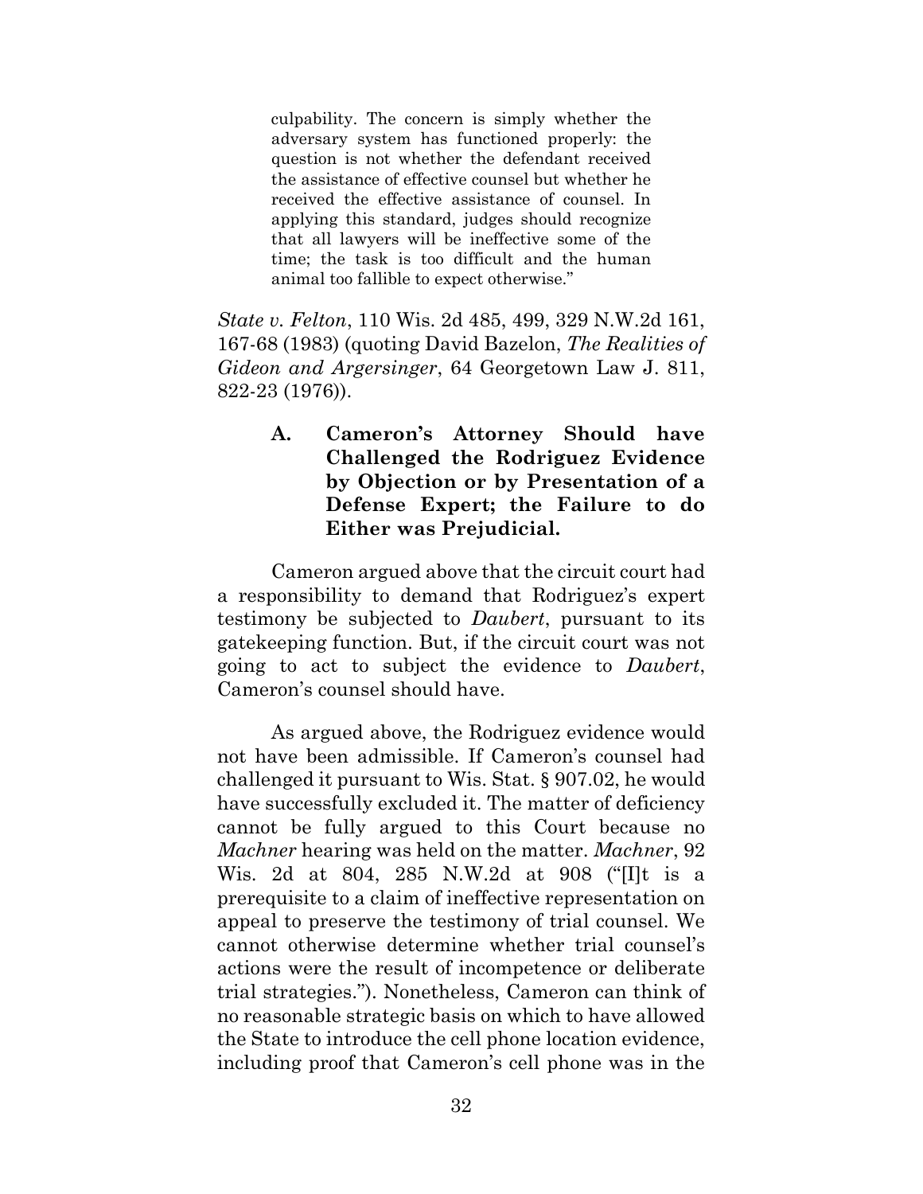> culpability. The concern is simply whether the adversary system has functioned properly: the question is not whether the defendant received the assistance of effective counsel but whether he received the effective assistance of counsel. In applying this standard, judges should recognize that all lawyers will be ineffective some of the time; the task is too difficult and the human animal too fallible to expect otherwise."

*State v. Felton*, 110 Wis. 2d 485, 499, 329 N.W.2d 161, 167-68 (1983) (quoting David Bazelon, *The Realities of Gideon and Argersinger*, 64 Georgetown Law J. 811, 822-23 (1976)).

### A. Cameron's Attorney Should have Challenged the Rodriguez Evidence by Objection or by Presentation of a Defense Expert; the Failure to do Either was Prejudicial.

Cameron argued above that the circuit court had a responsibility to demand that Rodriguez's expert testimony be subjected to *Daubert*, pursuant to its gatekeeping function. But, if the circuit court was not going to act to subject the evidence to *Daubert*, Cameron's counsel should have.

As argued above, the Rodriguez evidence would not have been admissible. If Cameron's counsel had challenged it pursuant to Wis. Stat. § 907.02, he would have successfully excluded it. The matter of deficiency cannot be fully argued to this Court because no *Machner* hearing was held on the matter. *Machner*, 92 Wis. 2d at 804, 285 N.W.2d at 908 ("[I]t is a prerequisite to a claim of ineffective representation on appeal to preserve the testimony of trial counsel. We cannot otherwise determine whether trial counsel's actions were the result of incompetence or deliberate trial strategies."). Nonetheless, Cameron can think of no reasonable strategic basis on which to have allowed the State to introduce the cell phone location evidence, including proof that Cameron's cell phone was in the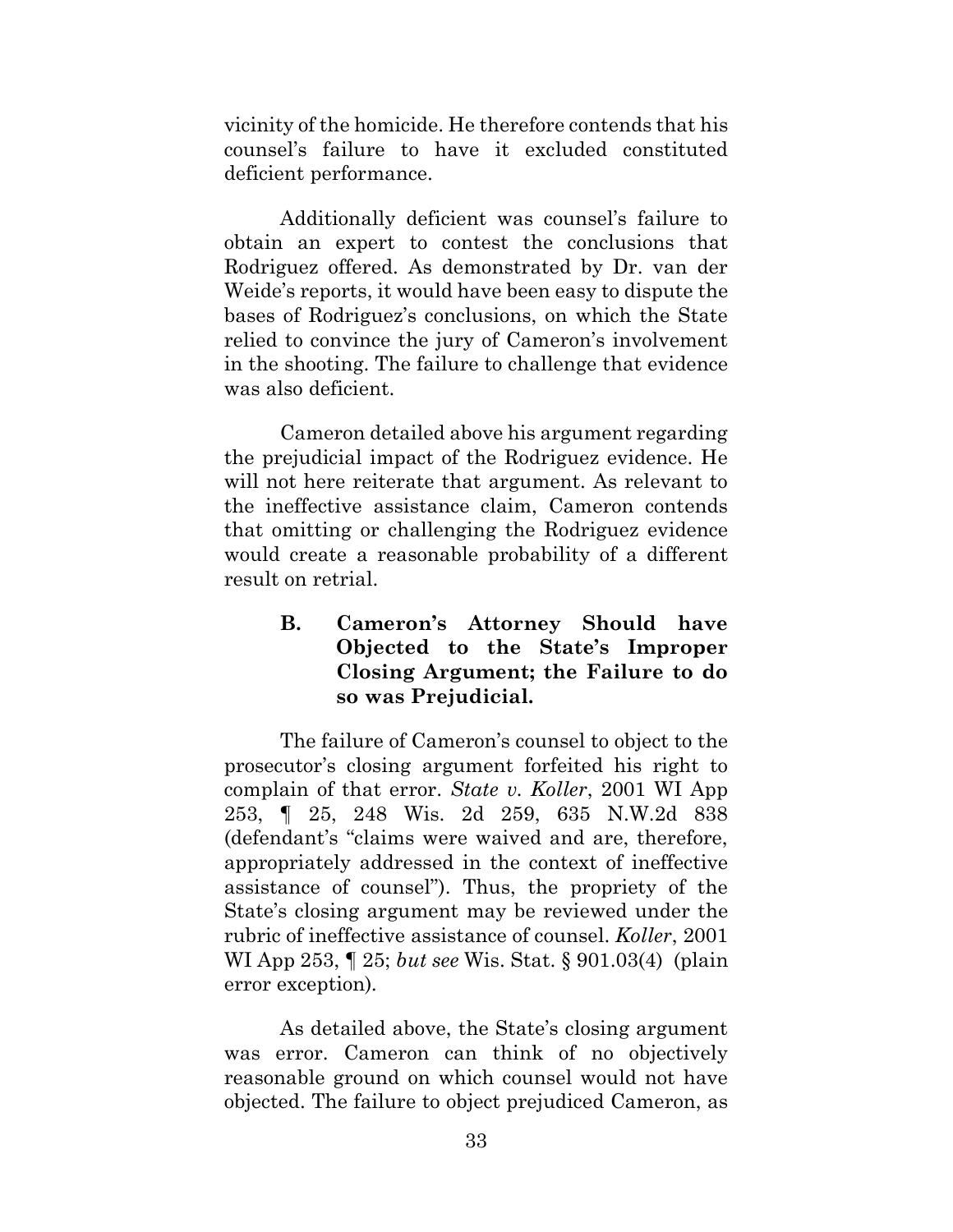vicinity of the homicide. He therefore contends that his counsel's failure to have it excluded constituted deficient performance.

Additionally deficient was counsel's failure to obtain an expert to contest the conclusions that Rodriguez offered. As demonstrated by Dr. van der Weide's reports, it would have been easy to dispute the bases of Rodriguez's conclusions, on which the State relied to convince the jury of Cameron's involvement in the shooting. The failure to challenge that evidence was also deficient.

Cameron detailed above his argument regarding the prejudicial impact of the Rodriguez evidence. He will not here reiterate that argument. As relevant to the ineffective assistance claim, Cameron contends that omitting or challenging the Rodriguez evidence would create a reasonable probability of a different result on retrial.

### B. Cameron's Attorney Should have Objected to the State's Improper Closing Argument; the Failure to do so was Prejudicial.

The failure of Cameron's counsel to object to the prosecutor's closing argument forfeited his right to complain of that error. *State v. Koller*, 2001 WI App 253, ¶ 25, 248 Wis. 2d 259, 635 N.W.2d 838 (defendant's "claims were waived and are, therefore, appropriately addressed in the context of ineffective assistance of counsel"). Thus, the propriety of the State's closing argument may be reviewed under the rubric of ineffective assistance of counsel. *Koller*, 2001 WI App 253, ¶ 25; *but see* Wis. Stat. § 901.03(4) (plain error exception).

As detailed above, the State's closing argument was error. Cameron can think of no objectively reasonable ground on which counsel would not have objected. The failure to object prejudiced Cameron, as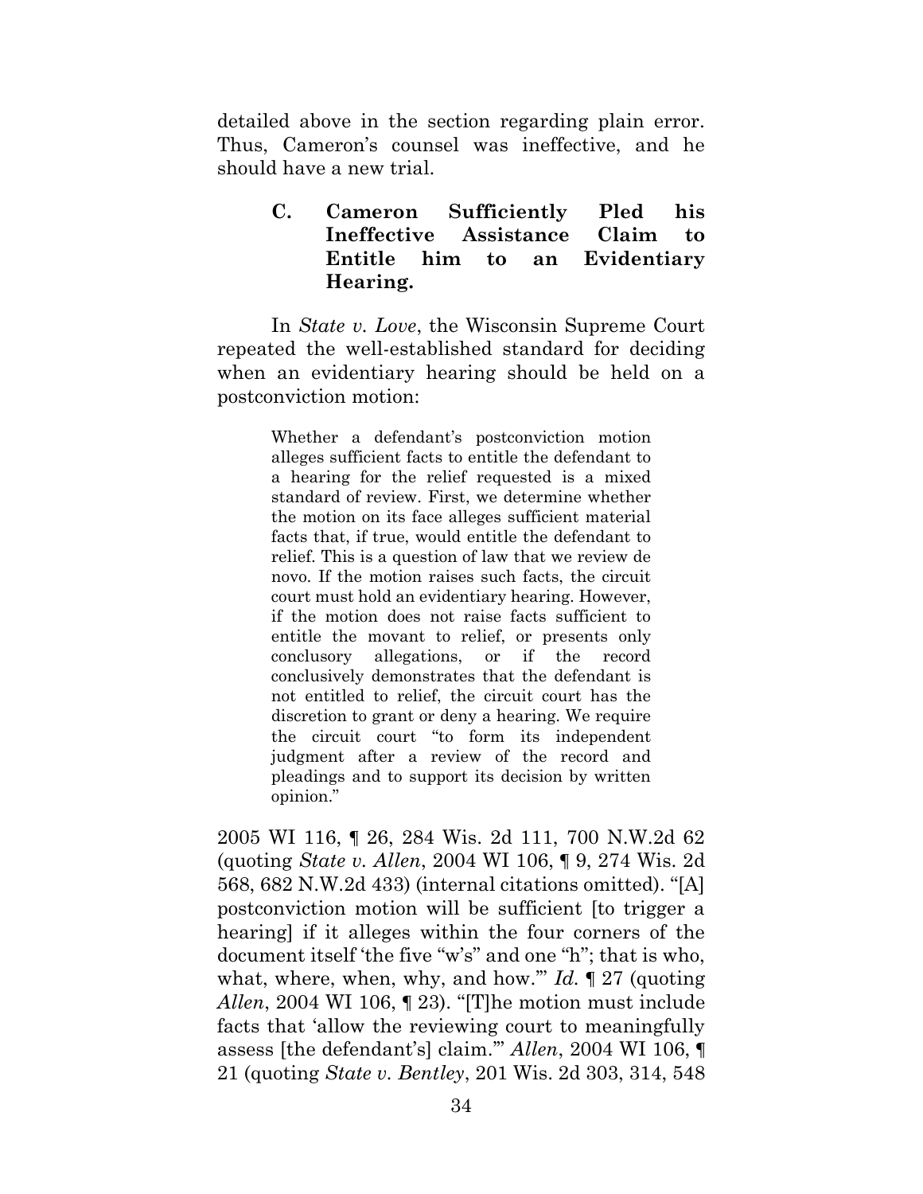detailed above in the section regarding plain error. Thus, Cameron's counsel was ineffective, and he should have a new trial.

### C. Cameron Sufficiently Pled his Ineffective Assistance Claim to Entitle him to an Evidentiary Hearing.

In *State v. Love*, the Wisconsin Supreme Court repeated the well-established standard for deciding when an evidentiary hearing should be held on a postconviction motion:

> Whether a defendant's postconviction motion alleges sufficient facts to entitle the defendant to a hearing for the relief requested is a mixed standard of review. First, we determine whether the motion on its face alleges sufficient material facts that, if true, would entitle the defendant to relief. This is a question of law that we review de novo. If the motion raises such facts, the circuit court must hold an evidentiary hearing. However, if the motion does not raise facts sufficient to entitle the movant to relief, or presents only conclusory allegations, or if the record conclusively demonstrates that the defendant is not entitled to relief, the circuit court has the discretion to grant or deny a hearing. We require the circuit court "to form its independent judgment after a review of the record and pleadings and to support its decision by written opinion."

2005 WI 116, ¶ 26, 284 Wis. 2d 111, 700 N.W.2d 62 (quoting *State v. Allen*, 2004 WI 106, ¶ 9, 274 Wis. 2d 568, 682 N.W.2d 433) (internal citations omitted). "[A] postconviction motion will be sufficient [to trigger a hearing] if it alleges within the four corners of the document itself 'the five "w's" and one "h"; that is who, what, where, when, why, and how.'" *Id.* ¶ 27 (quoting *Allen*, 2004 WI 106, ¶ 23). "[T]he motion must include facts that 'allow the reviewing court to meaningfully assess [the defendant's] claim.'" *Allen*, 2004 WI 106, ¶ 21 (quoting *State v. Bentley*, 201 Wis. 2d 303, 314, 548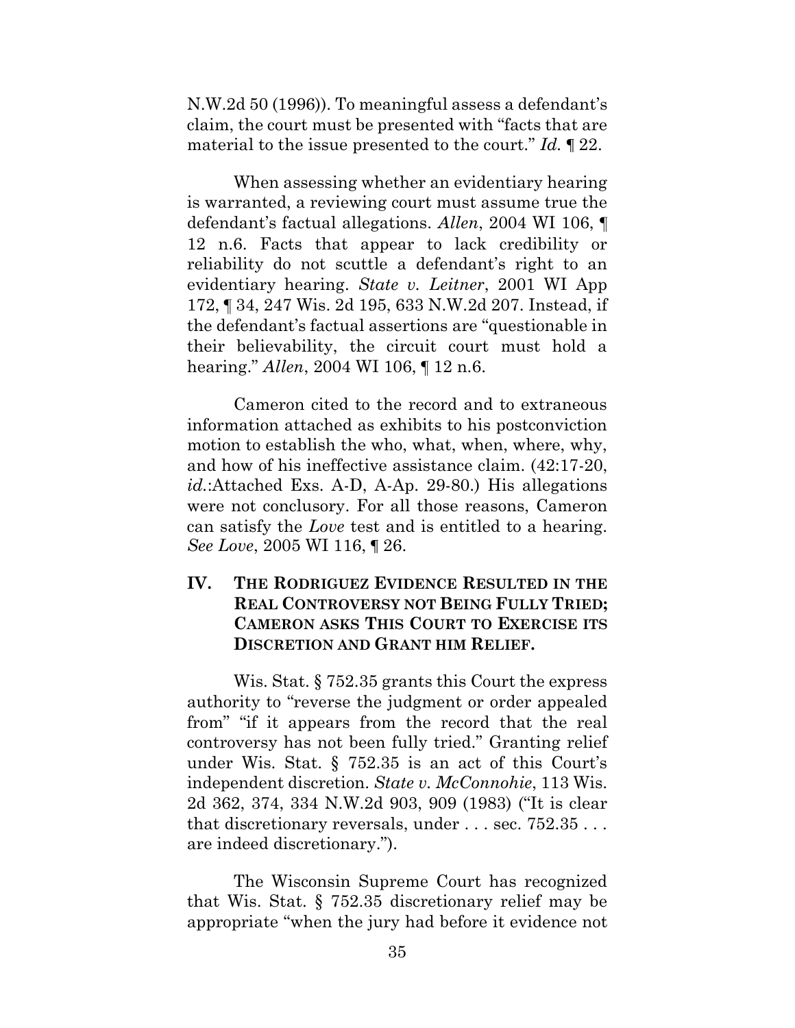N.W.2d 50 (1996)). To meaningful assess a defendant's claim, the court must be presented with "facts that are material to the issue presented to the court." *Id.* ¶ 22.

When assessing whether an evidentiary hearing is warranted, a reviewing court must assume true the defendant's factual allegations. *Allen*, 2004 WI 106, ¶ 12 n.6. Facts that appear to lack credibility or reliability do not scuttle a defendant's right to an evidentiary hearing. *State v. Leitner*, 2001 WI App 172, ¶ 34, 247 Wis. 2d 195, 633 N.W.2d 207. Instead, if the defendant's factual assertions are "questionable in their believability, the circuit court must hold a hearing." *Allen*, 2004 WI 106, ¶ 12 n.6.

Cameron cited to the record and to extraneous information attached as exhibits to his postconviction motion to establish the who, what, when, where, why, and how of his ineffective assistance claim. (42:17-20, *id.*:Attached Exs. A-D, A-Ap. 29-80.) His allegations were not conclusory. For all those reasons, Cameron can satisfy the *Love* test and is entitled to a hearing. *See Love*, 2005 WI 116, ¶ 26.

## IV. THE RODRIGUEZ EVIDENCE RESULTED IN THE REAL CONTROVERSY NOT BEING FULLY TRIED; CAMERON ASKS THIS COURT TO EXERCISE ITS DISCRETION AND GRANT HIM RELIEF.

Wis. Stat. § 752.35 grants this Court the express authority to "reverse the judgment or order appealed from" "if it appears from the record that the real controversy has not been fully tried." Granting relief under Wis. Stat. § 752.35 is an act of this Court's independent discretion. *State v. McConnohie*, 113 Wis. 2d 362, 374, 334 N.W.2d 903, 909 (1983) ("It is clear that discretionary reversals, under . . . sec. 752.35 . . . are indeed discretionary.").

The Wisconsin Supreme Court has recognized that Wis. Stat. § 752.35 discretionary relief may be appropriate "when the jury had before it evidence not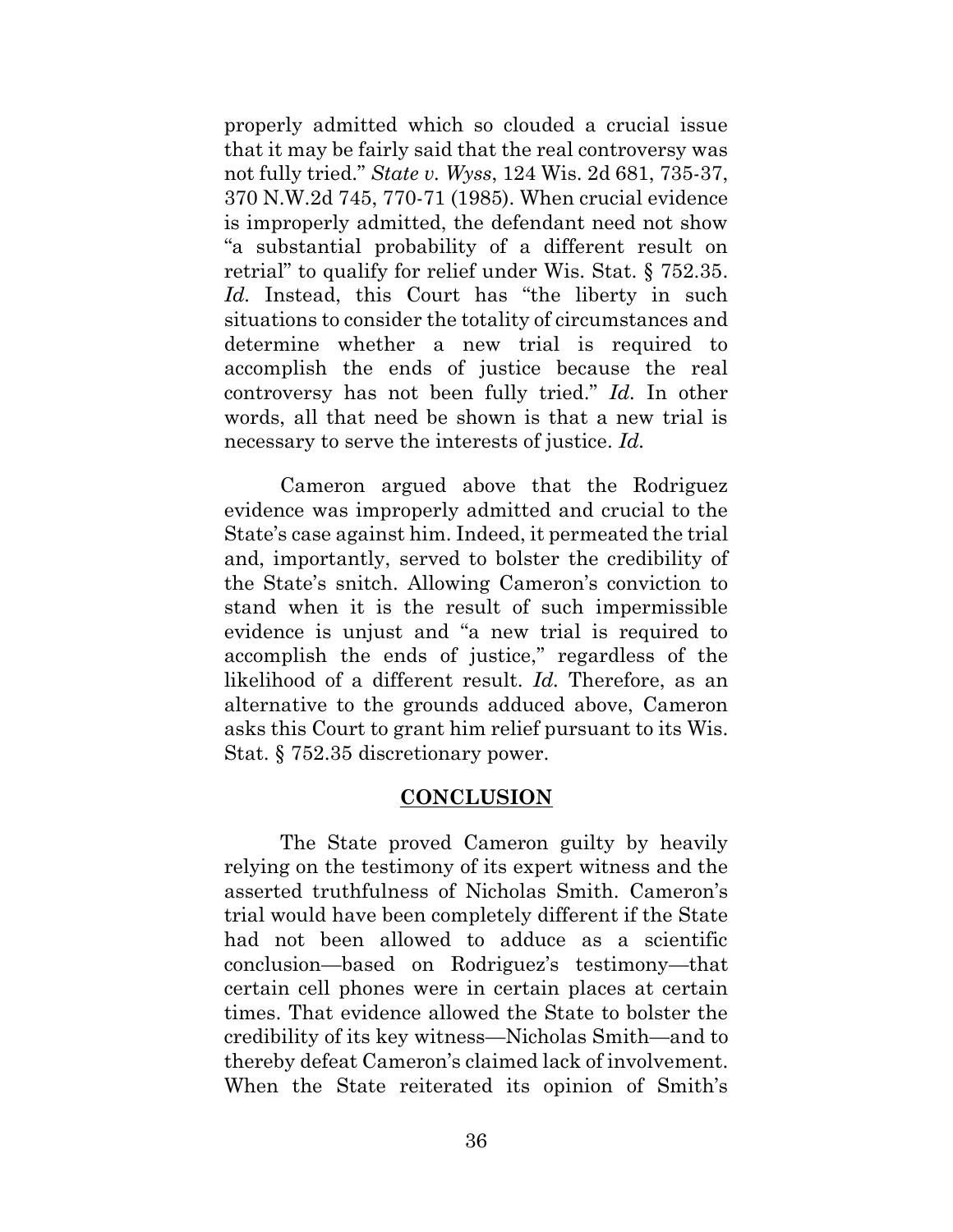properly admitted which so clouded a crucial issue that it may be fairly said that the real controversy was not fully tried." *State v. Wyss*, 124 Wis. 2d 681, 735-37, 370 N.W.2d 745, 770-71 (1985). When crucial evidence is improperly admitted, the defendant need not show "a substantial probability of a different result on retrial" to qualify for relief under Wis. Stat. § 752.35. *Id.* Instead, this Court has "the liberty in such situations to consider the totality of circumstances and determine whether a new trial is required to accomplish the ends of justice because the real controversy has not been fully tried." *Id.* In other words, all that need be shown is that a new trial is necessary to serve the interests of justice. *Id.*

Cameron argued above that the Rodriguez evidence was improperly admitted and crucial to the State's case against him. Indeed, it permeated the trial and, importantly, served to bolster the credibility of the State's snitch. Allowing Cameron's conviction to stand when it is the result of such impermissible evidence is unjust and "a new trial is required to accomplish the ends of justice," regardless of the likelihood of a different result. *Id.* Therefore, as an alternative to the grounds adduced above, Cameron asks this Court to grant him relief pursuant to its Wis. Stat. § 752.35 discretionary power.

## CONCLUSION

The State proved Cameron guilty by heavily relying on the testimony of its expert witness and the asserted truthfulness of Nicholas Smith. Cameron's trial would have been completely different if the State had not been allowed to adduce as a scientific conclusion—based on Rodriguez's testimony—that certain cell phones were in certain places at certain times. That evidence allowed the State to bolster the credibility of its key witness—Nicholas Smith—and to thereby defeat Cameron's claimed lack of involvement. When the State reiterated its opinion of Smith's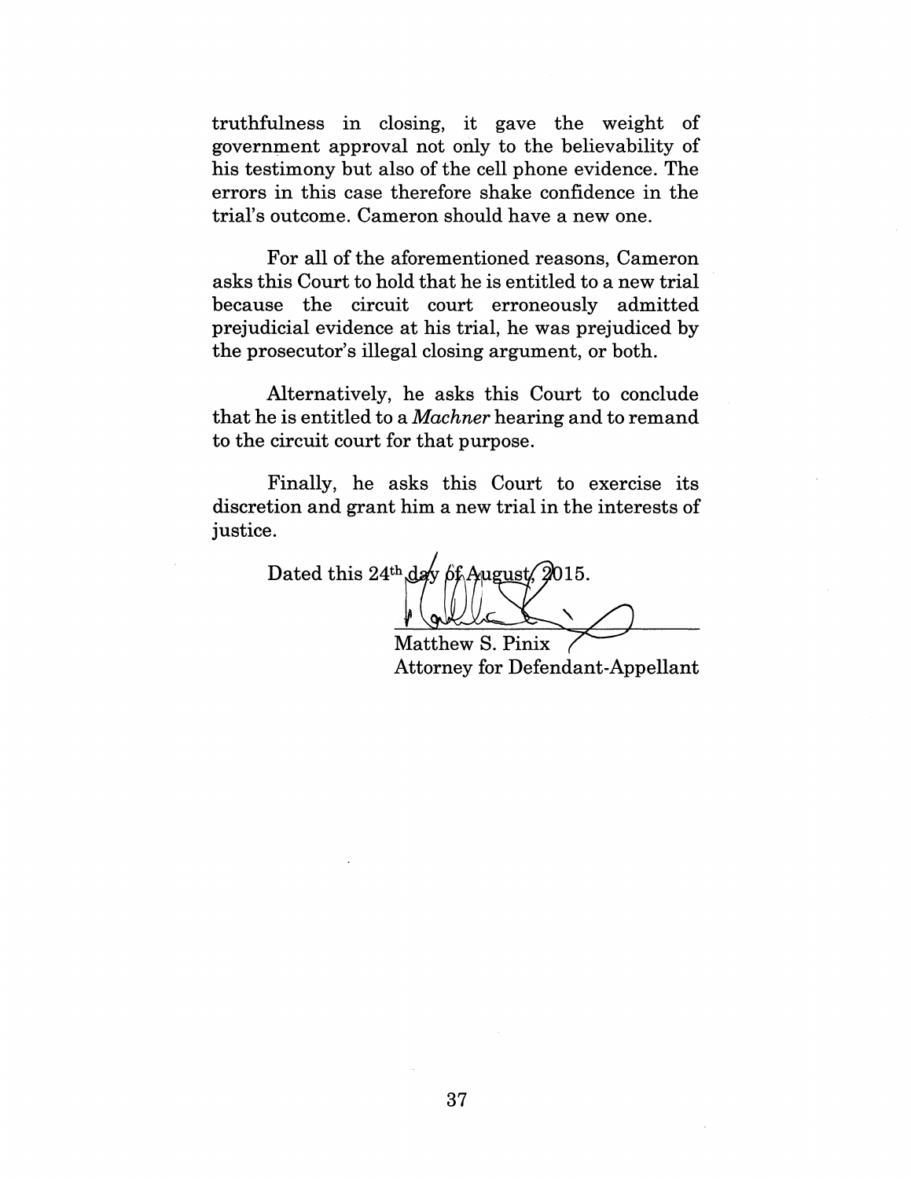truthfulness in closing, it gave the weight of government approval not only to the believability of his testimony but also of the cell phone evidence. The errors in this case therefore shake confidence in the trial's outcome. Cameron should have a new one.

For all of the aforementioned reasons, Cameron asks this Court to hold that he is entitled to a new trial because the circuit court erroneously admitted prejudicial evidence at his trial, he was prejudiced by the prosecutor's illegal closing argument, or both.

Alternatively, he asks this Court to conclude that he is entitled to a *Machner* hearing and to remand to the circuit court for that purpose.

Finally, he asks this Court to exercise its discretion and grant him a new trial in the interests of justice.

Dated this 24th day of August, 2015.

Matthew S. Pinix
Attorney for Defendant-Appellant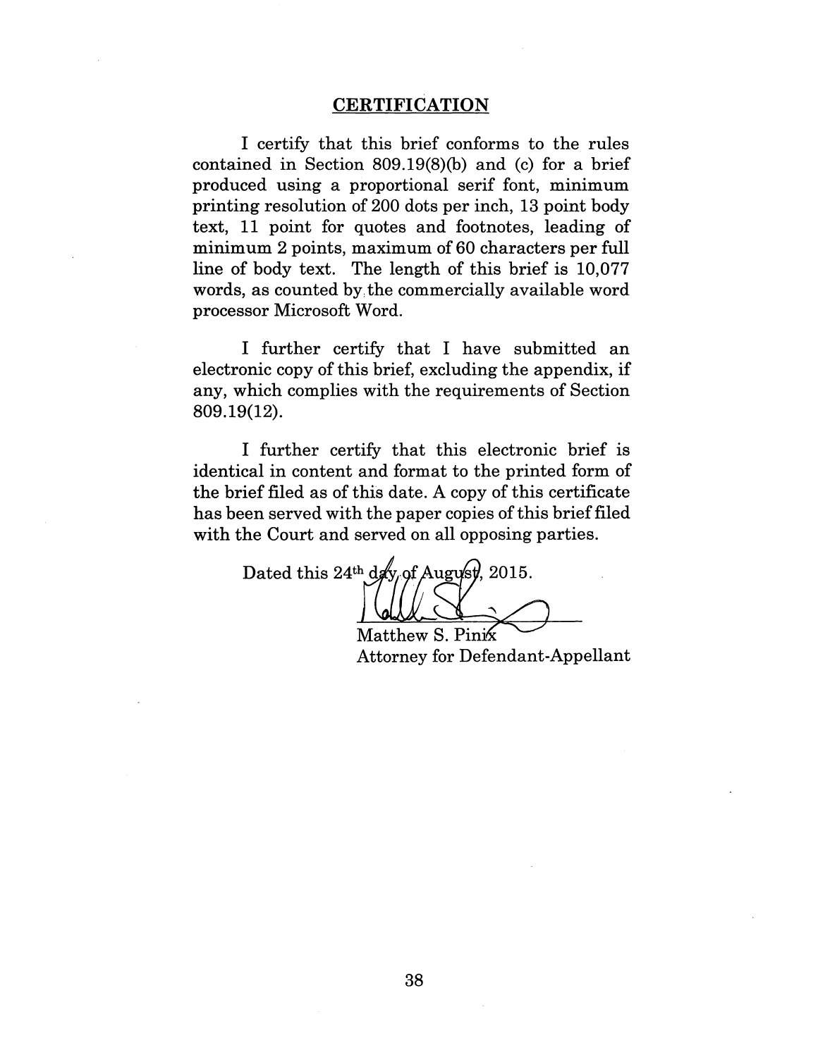## CERTIFICATION

I certify that this brief conforms to the rules contained in Section 809.19(8)(b) and (c) for a brief produced using a proportional serif font, minimum printing resolution of 200 dots per inch, 13 point body text, 11 point for quotes and footnotes, leading of minimum 2 points, maximum of 60 characters per full line of body text. The length of this brief is 10,077 words, as counted by the commercially available word processor Microsoft Word.

I further certify that I have submitted an electronic copy of this brief, excluding the appendix, if any, which complies with the requirements of Section 809.19(12).

I further certify that this electronic brief is identical in content and format to the printed form of the brief filed as of this date. A copy of this certificate has been served with the paper copies of this brief filed with the Court and served on all opposing parties.

Dated this 24th day of August, 2015.

Matthew S. Pinix
Attorney for Defendant-Appellant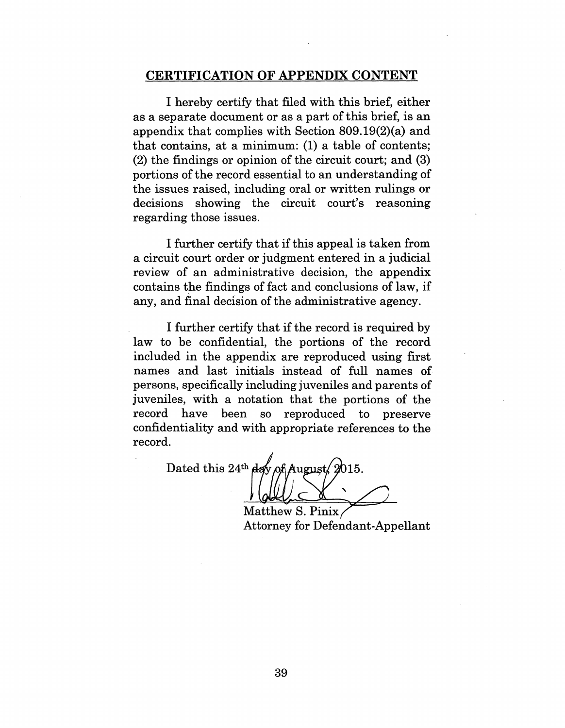## CERTIFICATION OF APPENDIX CONTENT

I hereby certify that filed with this brief, either as a separate document or as a part of this brief, is an appendix that complies with Section 809.19(2)(a) and that contains, at a minimum: (1) a table of contents; (2) the findings or opinion of the circuit court; and (3) portions of the record essential to an understanding of the issues raised, including oral or written rulings or decisions showing the circuit court's reasoning regarding those issues.

I further certify that if this appeal is taken from a circuit court order or judgment entered in a judicial review of an administrative decision, the appendix contains the findings of fact and conclusions of law, if any, and final decision of the administrative agency.

I further certify that if the record is required by law to be confidential, the portions of the record included in the appendix are reproduced using first names and last initials instead of full names of persons, specifically including juveniles and parents of juveniles, with a notation that the portions of the record have been so reproduced to preserve confidentiality and with appropriate references to the record.

Dated this 24th day of August, 2015.

Matthew S. Pinix
Attorney for Defendant-Appellant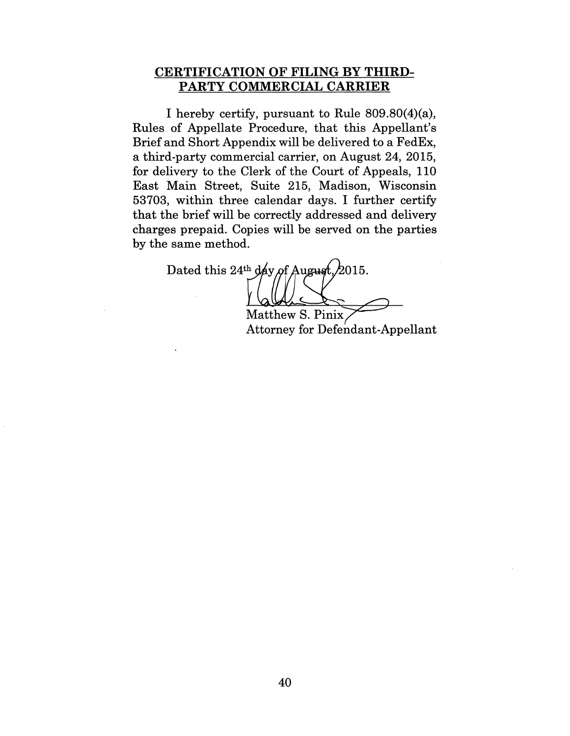## CERTIFICATION OF FILING BY THIRD-PARTY COMMERCIAL CARRIER

I hereby certify, pursuant to Rule 809.80(4)(a), Rules of Appellate Procedure, that this Appellant's Brief and Short Appendix will be delivered to a FedEx, a third-party commercial carrier, on August 24, 2015, for delivery to the Clerk of the Court of Appeals, 110 East Main Street, Suite 215, Madison, Wisconsin 53703, within three calendar days. I further certify that the brief will be correctly addressed and delivery charges prepaid. Copies will be served on the parties by the same method.

Dated this 24th day of August, 2015.

Matthew S. Pinix
Attorney for Defendant-Appellant